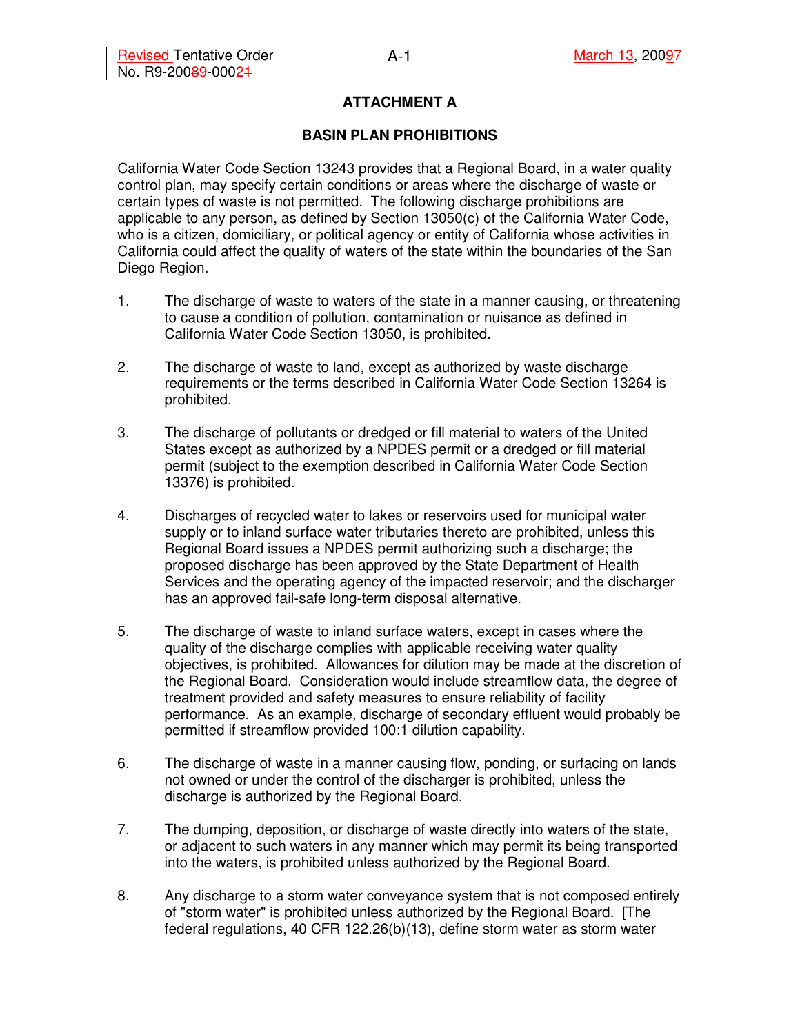## ATTACHMENT A

## BASIN PLAN PROHIBITIONS

California Water Code Section 13243 provides that a Regional Board, in a water quality control plan, may specify certain conditions or areas where the discharge of waste or certain types of waste is not permitted. The following discharge prohibitions are applicable to any person, as defined by Section 13050(c) of the California Water Code, who is a citizen, domiciliary, or political agency or entity of California whose activities in California could affect the quality of waters of the state within the boundaries of the San Diego Region.

1. The discharge of waste to waters of the state in a manner causing, or threatening to cause a condition of pollution, contamination or nuisance as defined in California Water Code Section 13050, is prohibited.

2. The discharge of waste to land, except as authorized by waste discharge requirements or the terms described in California Water Code Section 13264 is prohibited.

3. The discharge of pollutants or dredged or fill material to waters of the United States except as authorized by a NPDES permit or a dredged or fill material permit (subject to the exemption described in California Water Code Section 13376) is prohibited.

4. Discharges of recycled water to lakes or reservoirs used for municipal water supply or to inland surface water tributaries thereto are prohibited, unless this Regional Board issues a NPDES permit authorizing such a discharge; the proposed discharge has been approved by the State Department of Health Services and the operating agency of the impacted reservoir; and the discharger has an approved fail-safe long-term disposal alternative.

5. The discharge of waste to inland surface waters, except in cases where the quality of the discharge complies with applicable receiving water quality objectives, is prohibited. Allowances for dilution may be made at the discretion of the Regional Board. Consideration would include streamflow data, the degree of treatment provided and safety measures to ensure reliability of facility performance. As an example, discharge of secondary effluent would probably be permitted if streamflow provided 100:1 dilution capability.

6. The discharge of waste in a manner causing flow, ponding, or surfacing on lands not owned or under the control of the discharger is prohibited, unless the discharge is authorized by the Regional Board.

7. The dumping, deposition, or discharge of waste directly into waters of the state, or adjacent to such waters in any manner which may permit its being transported into the waters, is prohibited unless authorized by the Regional Board.

8. Any discharge to a storm water conveyance system that is not composed entirely of "storm water" is prohibited unless authorized by the Regional Board. [The federal regulations, 40 CFR 122.26(b)(13), define storm water as storm water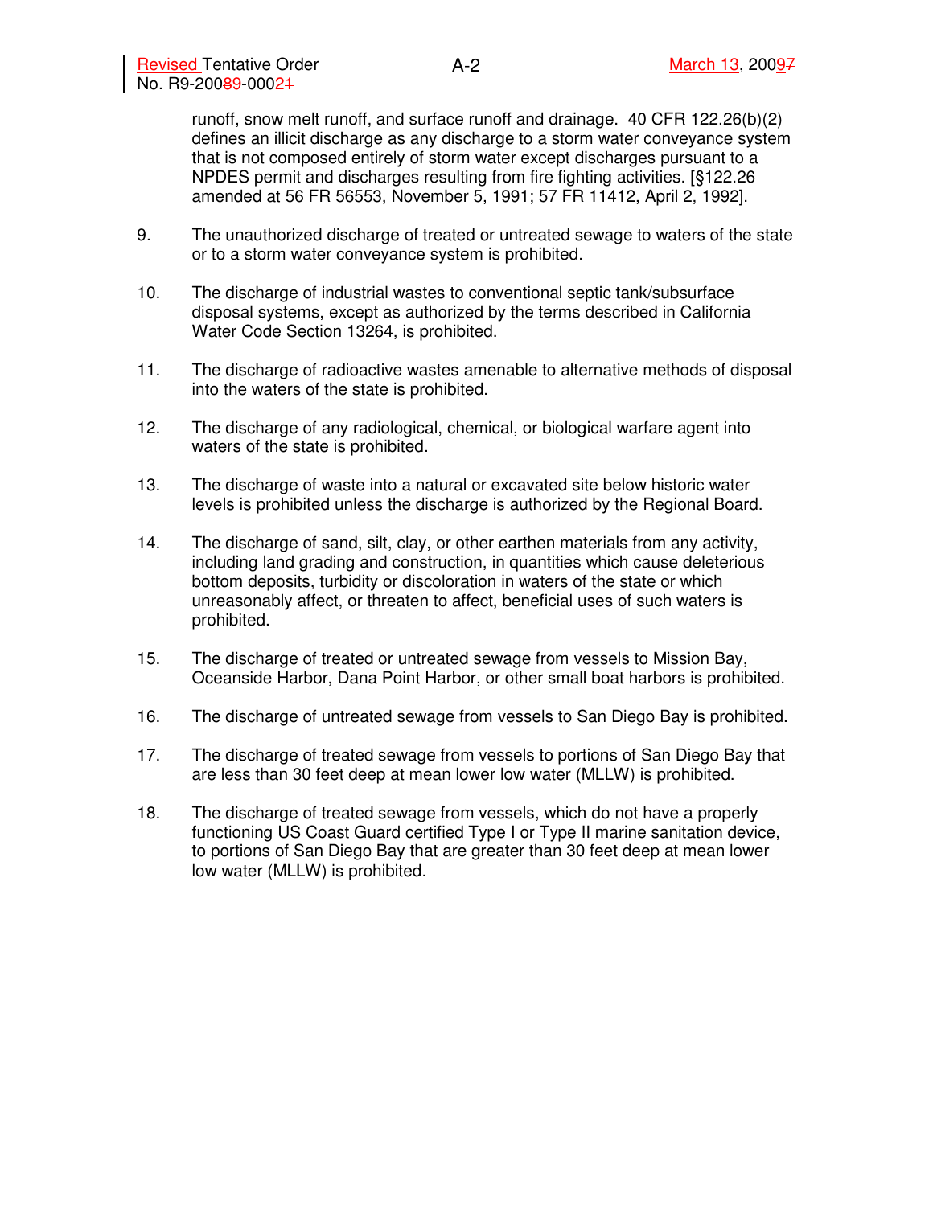runoff, snow melt runoff, and surface runoff and drainage. 40 CFR 122.26(b)(2) defines an illicit discharge as any discharge to a storm water conveyance system that is not composed entirely of storm water except discharges pursuant to a NPDES permit and discharges resulting from fire fighting activities. [§122.26 amended at 56 FR 56553, November 5, 1991; 57 FR 11412, April 2, 1992].

9. The unauthorized discharge of treated or untreated sewage to waters of the state or to a storm water conveyance system is prohibited.

10. The discharge of industrial wastes to conventional septic tank/subsurface disposal systems, except as authorized by the terms described in California Water Code Section 13264, is prohibited.

11. The discharge of radioactive wastes amenable to alternative methods of disposal into the waters of the state is prohibited.

12. The discharge of any radiological, chemical, or biological warfare agent into waters of the state is prohibited.

13. The discharge of waste into a natural or excavated site below historic water levels is prohibited unless the discharge is authorized by the Regional Board.

14. The discharge of sand, silt, clay, or other earthen materials from any activity, including land grading and construction, in quantities which cause deleterious bottom deposits, turbidity or discoloration in waters of the state or which unreasonably affect, or threaten to affect, beneficial uses of such waters is prohibited.

15. The discharge of treated or untreated sewage from vessels to Mission Bay, Oceanside Harbor, Dana Point Harbor, or other small boat harbors is prohibited.

16. The discharge of untreated sewage from vessels to San Diego Bay is prohibited.

17. The discharge of treated sewage from vessels to portions of San Diego Bay that are less than 30 feet deep at mean lower low water (MLLW) is prohibited.

18. The discharge of treated sewage from vessels, which do not have a properly functioning US Coast Guard certified Type I or Type II marine sanitation device, to portions of San Diego Bay that are greater than 30 feet deep at mean lower low water (MLLW) is prohibited.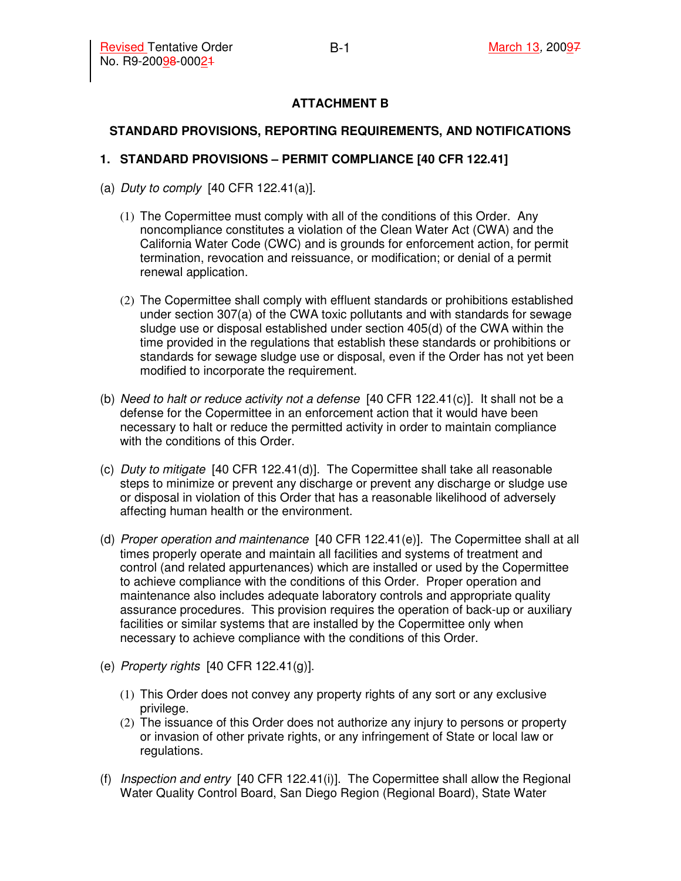## ATTACHMENT B

## STANDARD PROVISIONS, REPORTING REQUIREMENTS, AND NOTIFICATIONS

### 1. STANDARD PROVISIONS – PERMIT COMPLIANCE [40 CFR 122.41]

(a) *Duty to comply* [40 CFR 122.41(a)].

(1) The Copermittee must comply with all of the conditions of this Order. Any noncompliance constitutes a violation of the Clean Water Act (CWA) and the California Water Code (CWC) and is grounds for enforcement action, for permit termination, revocation and reissuance, or modification; or denial of a permit renewal application.

(2) The Copermittee shall comply with effluent standards or prohibitions established under section 307(a) of the CWA toxic pollutants and with standards for sewage sludge use or disposal established under section 405(d) of the CWA within the time provided in the regulations that establish these standards or prohibitions or standards for sewage sludge use or disposal, even if the Order has not yet been modified to incorporate the requirement.

(b) *Need to halt or reduce activity not a defense* [40 CFR 122.41(c)]. It shall not be a defense for the Copermittee in an enforcement action that it would have been necessary to halt or reduce the permitted activity in order to maintain compliance with the conditions of this Order.

(c) *Duty to mitigate* [40 CFR 122.41(d)]. The Copermittee shall take all reasonable steps to minimize or prevent any discharge or prevent any discharge or sludge use or disposal in violation of this Order that has a reasonable likelihood of adversely affecting human health or the environment.

(d) *Proper operation and maintenance* [40 CFR 122.41(e)]. The Copermittee shall at all times properly operate and maintain all facilities and systems of treatment and control (and related appurtenances) which are installed or used by the Copermittee to achieve compliance with the conditions of this Order. Proper operation and maintenance also includes adequate laboratory controls and appropriate quality assurance procedures. This provision requires the operation of back-up or auxiliary facilities or similar systems that are installed by the Copermittee only when necessary to achieve compliance with the conditions of this Order.

(e) *Property rights* [40 CFR 122.41(g)].

(1) This Order does not convey any property rights of any sort or any exclusive privilege.

(2) The issuance of this Order does not authorize any injury to persons or property or invasion of other private rights, or any infringement of State or local law or regulations.

(f) *Inspection and entry* [40 CFR 122.41(i)]. The Copermittee shall allow the Regional Water Quality Control Board, San Diego Region (Regional Board), State Water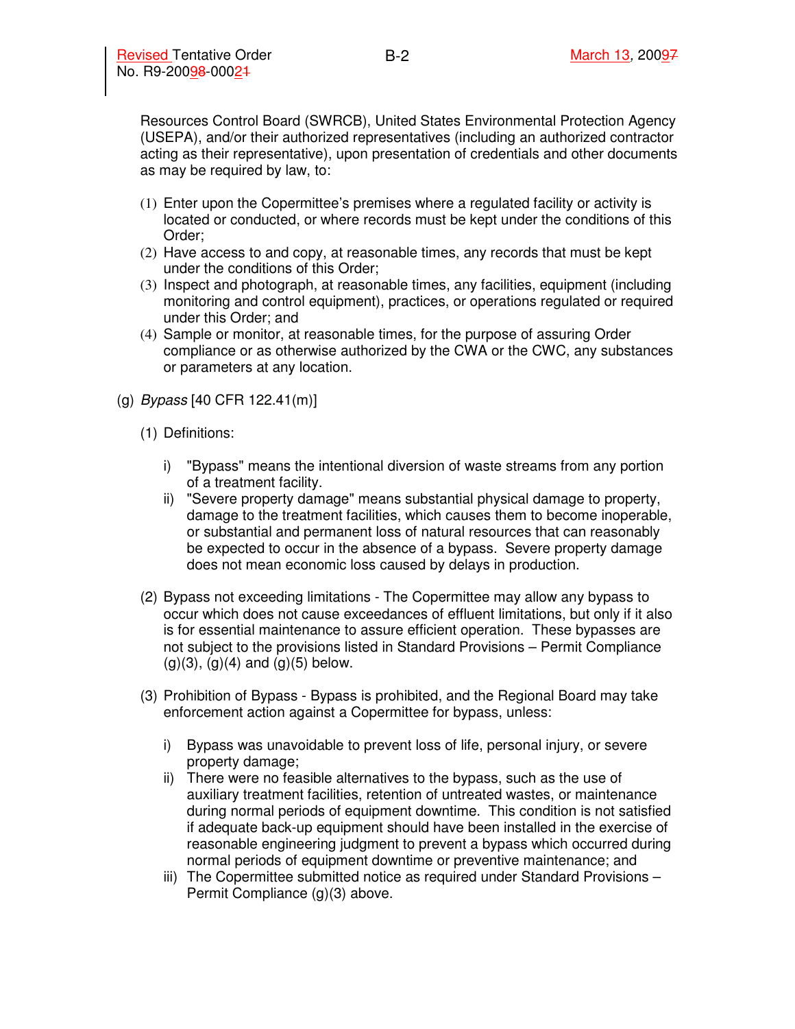Resources Control Board (SWRCB), United States Environmental Protection Agency (USEPA), and/or their authorized representatives (including an authorized contractor acting as their representative), upon presentation of credentials and other documents as may be required by law, to:

(1) Enter upon the Copermittee's premises where a regulated facility or activity is located or conducted, or where records must be kept under the conditions of this Order;
(2) Have access to and copy, at reasonable times, any records that must be kept under the conditions of this Order;
(3) Inspect and photograph, at reasonable times, any facilities, equipment (including monitoring and control equipment), practices, or operations regulated or required under this Order; and
(4) Sample or monitor, at reasonable times, for the purpose of assuring Order compliance or as otherwise authorized by the CWA or the CWC, any substances or parameters at any location.

(g) *Bypass* [40 CFR 122.41(m)]

(1) Definitions:

i) "Bypass" means the intentional diversion of waste streams from any portion of a treatment facility.
ii) "Severe property damage" means substantial physical damage to property, damage to the treatment facilities, which causes them to become inoperable, or substantial and permanent loss of natural resources that can reasonably be expected to occur in the absence of a bypass. Severe property damage does not mean economic loss caused by delays in production.

(2) Bypass not exceeding limitations - The Copermittee may allow any bypass to occur which does not cause exceedances of effluent limitations, but only if it also is for essential maintenance to assure efficient operation. These bypasses are not subject to the provisions listed in Standard Provisions – Permit Compliance (g)(3), (g)(4) and (g)(5) below.

(3) Prohibition of Bypass - Bypass is prohibited, and the Regional Board may take enforcement action against a Copermittee for bypass, unless:

i) Bypass was unavoidable to prevent loss of life, personal injury, or severe property damage;
ii) There were no feasible alternatives to the bypass, such as the use of auxiliary treatment facilities, retention of untreated wastes, or maintenance during normal periods of equipment downtime. This condition is not satisfied if adequate back-up equipment should have been installed in the exercise of reasonable engineering judgment to prevent a bypass which occurred during normal periods of equipment downtime or preventive maintenance; and
iii) The Copermittee submitted notice as required under Standard Provisions – Permit Compliance (g)(3) above.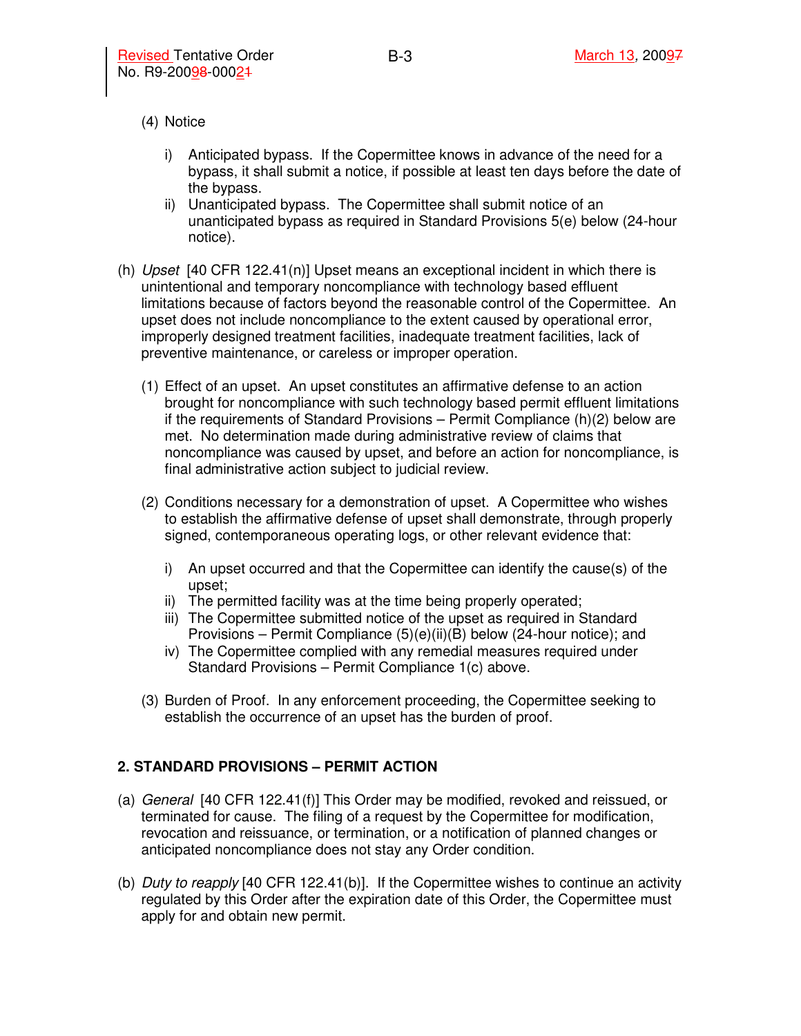(4) Notice

i) Anticipated bypass. If the Copermittee knows in advance of the need for a bypass, it shall submit a notice, if possible at least ten days before the date of the bypass.

ii) Unanticipated bypass. The Copermittee shall submit notice of an unanticipated bypass as required in Standard Provisions 5(e) below (24-hour notice).

(h) *Upset* [40 CFR 122.41(n)] Upset means an exceptional incident in which there is unintentional and temporary noncompliance with technology based effluent limitations because of factors beyond the reasonable control of the Copermittee. An upset does not include noncompliance to the extent caused by operational error, improperly designed treatment facilities, inadequate treatment facilities, lack of preventive maintenance, or careless or improper operation.

(1) Effect of an upset. An upset constitutes an affirmative defense to an action brought for noncompliance with such technology based permit effluent limitations if the requirements of Standard Provisions – Permit Compliance (h)(2) below are met. No determination made during administrative review of claims that noncompliance was caused by upset, and before an action for noncompliance, is final administrative action subject to judicial review.

(2) Conditions necessary for a demonstration of upset. A Copermittee who wishes to establish the affirmative defense of upset shall demonstrate, through properly signed, contemporaneous operating logs, or other relevant evidence that:

i) An upset occurred and that the Copermittee can identify the cause(s) of the upset;

ii) The permitted facility was at the time being properly operated;

iii) The Copermittee submitted notice of the upset as required in Standard Provisions – Permit Compliance (5)(e)(ii)(B) below (24-hour notice); and

iv) The Copermittee complied with any remedial measures required under Standard Provisions – Permit Compliance 1(c) above.

(3) Burden of Proof. In any enforcement proceeding, the Copermittee seeking to establish the occurrence of an upset has the burden of proof.

## 2. STANDARD PROVISIONS – PERMIT ACTION

(a) *General* [40 CFR 122.41(f)] This Order may be modified, revoked and reissued, or terminated for cause. The filing of a request by the Copermittee for modification, revocation and reissuance, or termination, or a notification of planned changes or anticipated noncompliance does not stay any Order condition.

(b) *Duty to reapply* [40 CFR 122.41(b)]. If the Copermittee wishes to continue an activity regulated by this Order after the expiration date of this Order, the Copermittee must apply for and obtain new permit.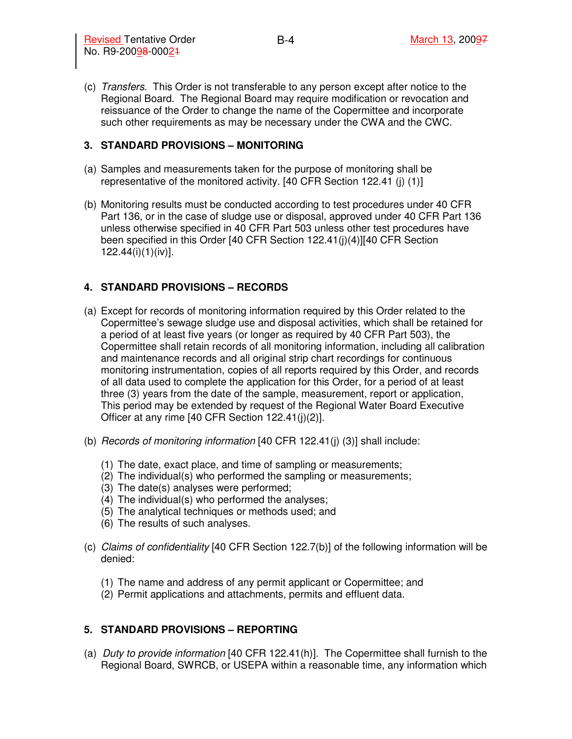(c) *Transfers*. This Order is not transferable to any person except after notice to the Regional Board. The Regional Board may require modification or revocation and reissuance of the Order to change the name of the Copermittee and incorporate such other requirements as may be necessary under the CWA and the CWC.

## 3. STANDARD PROVISIONS – MONITORING

(a) Samples and measurements taken for the purpose of monitoring shall be representative of the monitored activity. [40 CFR Section 122.41 (j) (1)]

(b) Monitoring results must be conducted according to test procedures under 40 CFR Part 136, or in the case of sludge use or disposal, approved under 40 CFR Part 136 unless otherwise specified in 40 CFR Part 503 unless other test procedures have been specified in this Order [40 CFR Section 122.41(j)(4)][40 CFR Section 122.44(i)(1)(iv)].

## 4. STANDARD PROVISIONS – RECORDS

(a) Except for records of monitoring information required by this Order related to the Copermittee's sewage sludge use and disposal activities, which shall be retained for a period of at least five years (or longer as required by 40 CFR Part 503), the Copermittee shall retain records of all monitoring information, including all calibration and maintenance records and all original strip chart recordings for continuous monitoring instrumentation, copies of all reports required by this Order, and records of all data used to complete the application for this Order, for a period of at least three (3) years from the date of the sample, measurement, report or application, This period may be extended by request of the Regional Water Board Executive Officer at any rime [40 CFR Section 122.41(j)(2)].

(b) *Records of monitoring information* [40 CFR 122.41(j) (3)] shall include:

(1) The date, exact place, and time of sampling or measurements;
(2) The individual(s) who performed the sampling or measurements;
(3) The date(s) analyses were performed;
(4) The individual(s) who performed the analyses;
(5) The analytical techniques or methods used; and
(6) The results of such analyses.

(c) *Claims of confidentiality* [40 CFR Section 122.7(b)] of the following information will be denied:

(1) The name and address of any permit applicant or Copermittee; and
(2) Permit applications and attachments, permits and effluent data.

## 5. STANDARD PROVISIONS – REPORTING

(a) *Duty to provide information* [40 CFR 122.41(h)]. The Copermittee shall furnish to the Regional Board, SWRCB, or USEPA within a reasonable time, any information which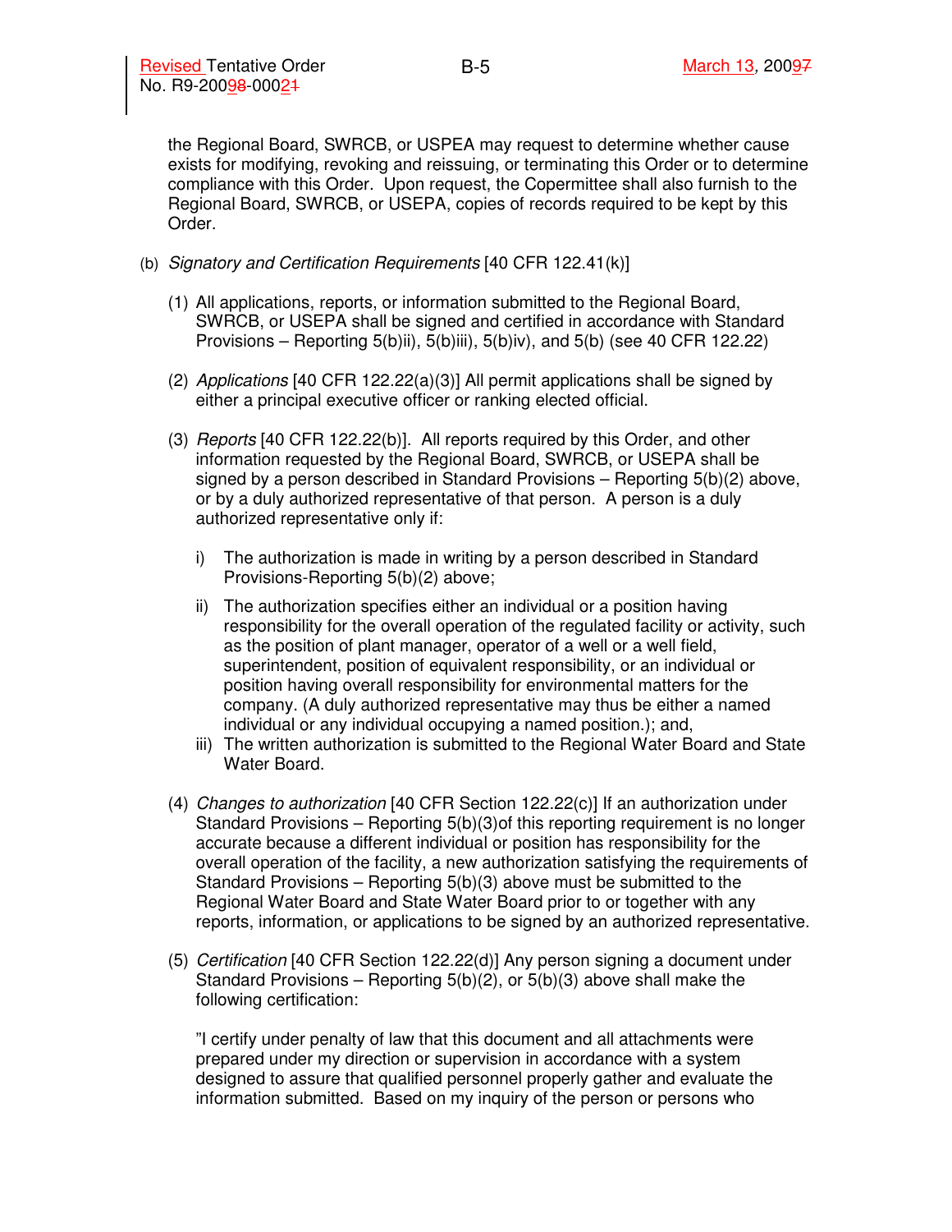the Regional Board, SWRCB, or USPEA may request to determine whether cause exists for modifying, revoking and reissuing, or terminating this Order or to determine compliance with this Order. Upon request, the Copermittee shall also furnish to the Regional Board, SWRCB, or USEPA, copies of records required to be kept by this Order.

(b) *Signatory and Certification Requirements* [40 CFR 122.41(k)]

(1) All applications, reports, or information submitted to the Regional Board, SWRCB, or USPEA shall be signed and certified in accordance with Standard Provisions – Reporting 5(b)ii), 5(b)iii), 5(b)iv), and 5(b) (see 40 CFR 122.22)

(2) *Applications* [40 CFR 122.22(a)(3)] All permit applications shall be signed by either a principal executive officer or ranking elected official.

(3) *Reports* [40 CFR 122.22(b)]. All reports required by this Order, and other information requested by the Regional Board, SWRCB, or USEPA shall be signed by a person described in Standard Provisions – Reporting 5(b)(2) above, or by a duly authorized representative of that person. A person is a duly authorized representative only if:

i) The authorization is made in writing by a person described in Standard Provisions-Reporting 5(b)(2) above;

ii) The authorization specifies either an individual or a position having responsibility for the overall operation of the regulated facility or activity, such as the position of plant manager, operator of a well or a well field, superintendent, position of equivalent responsibility, or an individual or position having overall responsibility for environmental matters for the company. (A duly authorized representative may thus be either a named individual or any individual occupying a named position.); and,

iii) The written authorization is submitted to the Regional Water Board and State Water Board.

(4) *Changes to authorization* [40 CFR Section 122.22(c)] If an authorization under Standard Provisions – Reporting 5(b)(3)of this reporting requirement is no longer accurate because a different individual or position has responsibility for the overall operation of the facility, a new authorization satisfying the requirements of Standard Provisions – Reporting 5(b)(3) above must be submitted to the Regional Water Board and State Water Board prior to or together with any reports, information, or applications to be signed by an authorized representative.

(5) *Certification* [40 CFR Section 122.22(d)] Any person signing a document under Standard Provisions – Reporting 5(b)(2), or 5(b)(3) above shall make the following certification:

"I certify under penalty of law that this document and all attachments were prepared under my direction or supervision in accordance with a system designed to assure that qualified personnel properly gather and evaluate the information submitted. Based on my inquiry of the person or persons who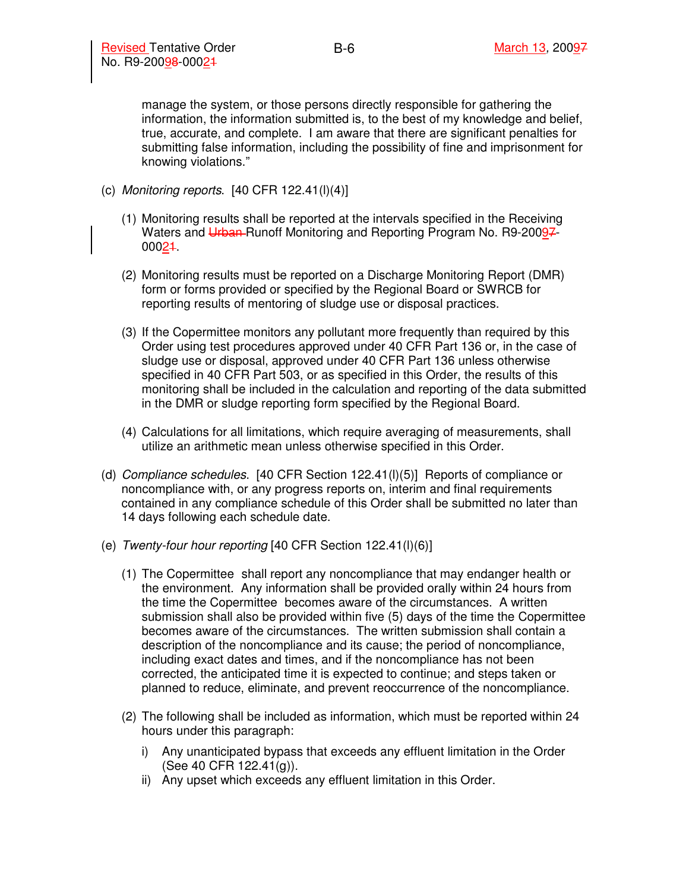manage the system, or those persons directly responsible for gathering the information, the information submitted is, to the best of my knowledge and belief, true, accurate, and complete. I am aware that there are significant penalties for submitting false information, including the possibility of fine and imprisonment for knowing violations."

(c) *Monitoring reports*. [40 CFR 122.41(l)(4)]

(1) Monitoring results shall be reported at the intervals specified in the Receiving Waters and ~~Urban~~ Runoff Monitoring and Reporting Program No. R9-2009~~7~~-0002~~1~~.

(2) Monitoring results must be reported on a Discharge Monitoring Report (DMR) form or forms provided or specified by the Regional Board or SWRCB for reporting results of mentoring of sludge use or disposal practices.

(3) If the Copermittee monitors any pollutant more frequently than required by this Order using test procedures approved under 40 CFR Part 136 or, in the case of sludge use or disposal, approved under 40 CFR Part 136 unless otherwise specified in 40 CFR Part 503, or as specified in this Order, the results of this monitoring shall be included in the calculation and reporting of the data submitted in the DMR or sludge reporting form specified by the Regional Board.

(4) Calculations for all limitations, which require averaging of measurements, shall utilize an arithmetic mean unless otherwise specified in this Order.

(d) *Compliance schedules*. [40 CFR Section 122.41(l)(5)] Reports of compliance or noncompliance with, or any progress reports on, interim and final requirements contained in any compliance schedule of this Order shall be submitted no later than 14 days following each schedule date.

(e) *Twenty-four hour reporting* [40 CFR Section 122.41(l)(6)]

(1) The Copermittee shall report any noncompliance that may endanger health or the environment. Any information shall be provided orally within 24 hours from the time the Copermittee becomes aware of the circumstances. A written submission shall also be provided within five (5) days of the time the Copermittee becomes aware of the circumstances. The written submission shall contain a description of the noncompliance and its cause; the period of noncompliance, including exact dates and times, and if the noncompliance has not been corrected, the anticipated time it is expected to continue; and steps taken or planned to reduce, eliminate, and prevent reoccurrence of the noncompliance.

(2) The following shall be included as information, which must be reported within 24 hours under this paragraph:

i) Any unanticipated bypass that exceeds any effluent limitation in the Order (See 40 CFR 122.41(g)).

ii) Any upset which exceeds any effluent limitation in this Order.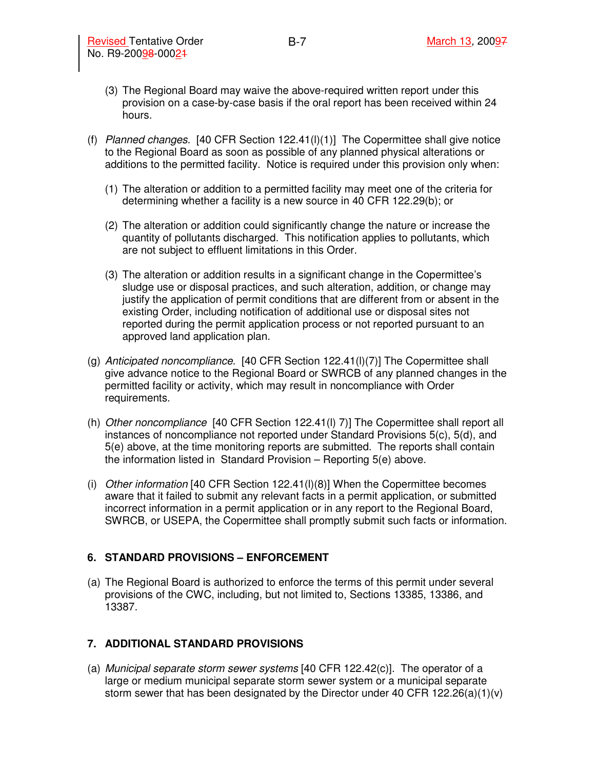(3) The Regional Board may waive the above-required written report under this provision on a case-by-case basis if the oral report has been received within 24 hours.

(f) *Planned changes*. [40 CFR Section 122.41(l)(1)] The Copermittee shall give notice to the Regional Board as soon as possible of any planned physical alterations or additions to the permitted facility. Notice is required under this provision only when:

(1) The alteration or addition to a permitted facility may meet one of the criteria for determining whether a facility is a new source in 40 CFR 122.29(b); or

(2) The alteration or addition could significantly change the nature or increase the quantity of pollutants discharged. This notification applies to pollutants, which are not subject to effluent limitations in this Order.

(3) The alteration or addition results in a significant change in the Copermittee's sludge use or disposal practices, and such alteration, addition, or change may justify the application of permit conditions that are different from or absent in the existing Order, including notification of additional use or disposal sites not reported during the permit application process or not reported pursuant to an approved land application plan.

(g) *Anticipated noncompliance*. [40 CFR Section 122.41(l)(7)] The Copermittee shall give advance notice to the Regional Board or SWRCB of any planned changes in the permitted facility or activity, which may result in noncompliance with Order requirements.

(h) *Other noncompliance* [40 CFR Section 122.41(l) 7)] The Copermittee shall report all instances of noncompliance not reported under Standard Provisions 5(c), 5(d), and 5(e) above, at the time monitoring reports are submitted. The reports shall contain the information listed in Standard Provision – Reporting 5(e) above.

(i) *Other information* [40 CFR Section 122.41(l)(8)] When the Copermittee becomes aware that it failed to submit any relevant facts in a permit application, or submitted incorrect information in a permit application or in any report to the Regional Board, SWRCB, or USEPA, the Copermittee shall promptly submit such facts or information.

## 6. STANDARD PROVISIONS – ENFORCEMENT

(a) The Regional Board is authorized to enforce the terms of this permit under several provisions of the CWC, including, but not limited to, Sections 13385, 13386, and 13387.

## 7. ADDITIONAL STANDARD PROVISIONS

(a) *Municipal separate storm sewer systems* [40 CFR 122.42(c)]. The operator of a large or medium municipal separate storm sewer system or a municipal separate storm sewer that has been designated by the Director under 40 CFR 122.26(a)(1)(v)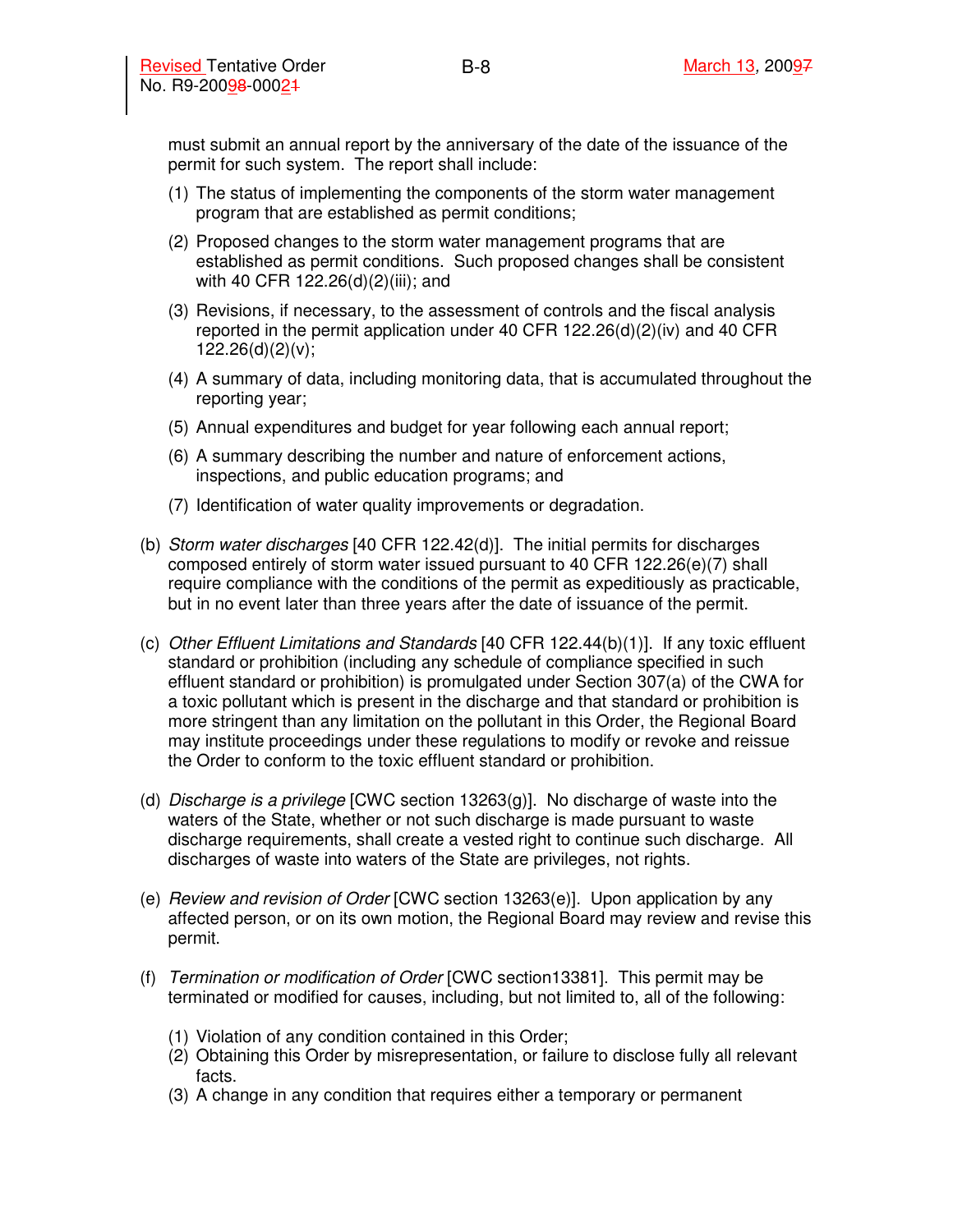must submit an annual report by the anniversary of the date of the issuance of the permit for such system. The report shall include:

(1) The status of implementing the components of the storm water management program that are established as permit conditions;

(2) Proposed changes to the storm water management programs that are established as permit conditions. Such proposed changes shall be consistent with 40 CFR 122.26(d)(2)(iii); and

(3) Revisions, if necessary, to the assessment of controls and the fiscal analysis reported in the permit application under 40 CFR 122.26(d)(2)(iv) and 40 CFR 122.26(d)(2)(v);

(4) A summary of data, including monitoring data, that is accumulated throughout the reporting year;

(5) Annual expenditures and budget for year following each annual report;

(6) A summary describing the number and nature of enforcement actions, inspections, and public education programs; and

(7) Identification of water quality improvements or degradation.

(b) *Storm water discharges* [40 CFR 122.42(d)]. The initial permits for discharges composed entirely of storm water issued pursuant to 40 CFR 122.26(e)(7) shall require compliance with the conditions of the permit as expeditiously as practicable, but in no event later than three years after the date of issuance of the permit.

(c) *Other Effluent Limitations and Standards* [40 CFR 122.44(b)(1)]. If any toxic effluent standard or prohibition (including any schedule of compliance specified in such effluent standard or prohibition) is promulgated under Section 307(a) of the CWA for a toxic pollutant which is present in the discharge and that standard or prohibition is more stringent than any limitation on the pollutant in this Order, the Regional Board may institute proceedings under these regulations to modify or revoke and reissue the Order to conform to the toxic effluent standard or prohibition.

(d) *Discharge is a privilege* [CWC section 13263(g)]. No discharge of waste into the waters of the State, whether or not such discharge is made pursuant to waste discharge requirements, shall create a vested right to continue such discharge. All discharges of waste into waters of the State are privileges, not rights.

(e) *Review and revision of Order* [CWC section 13263(e)]. Upon application by any affected person, or on its own motion, the Regional Board may review and revise this permit.

(f) *Termination or modification of Order* [CWC section13381]. This permit may be terminated or modified for causes, including, but not limited to, all of the following:

(1) Violation of any condition contained in this Order;
(2) Obtaining this Order by misrepresentation, or failure to disclose fully all relevant facts.
(3) A change in any condition that requires either a temporary or permanent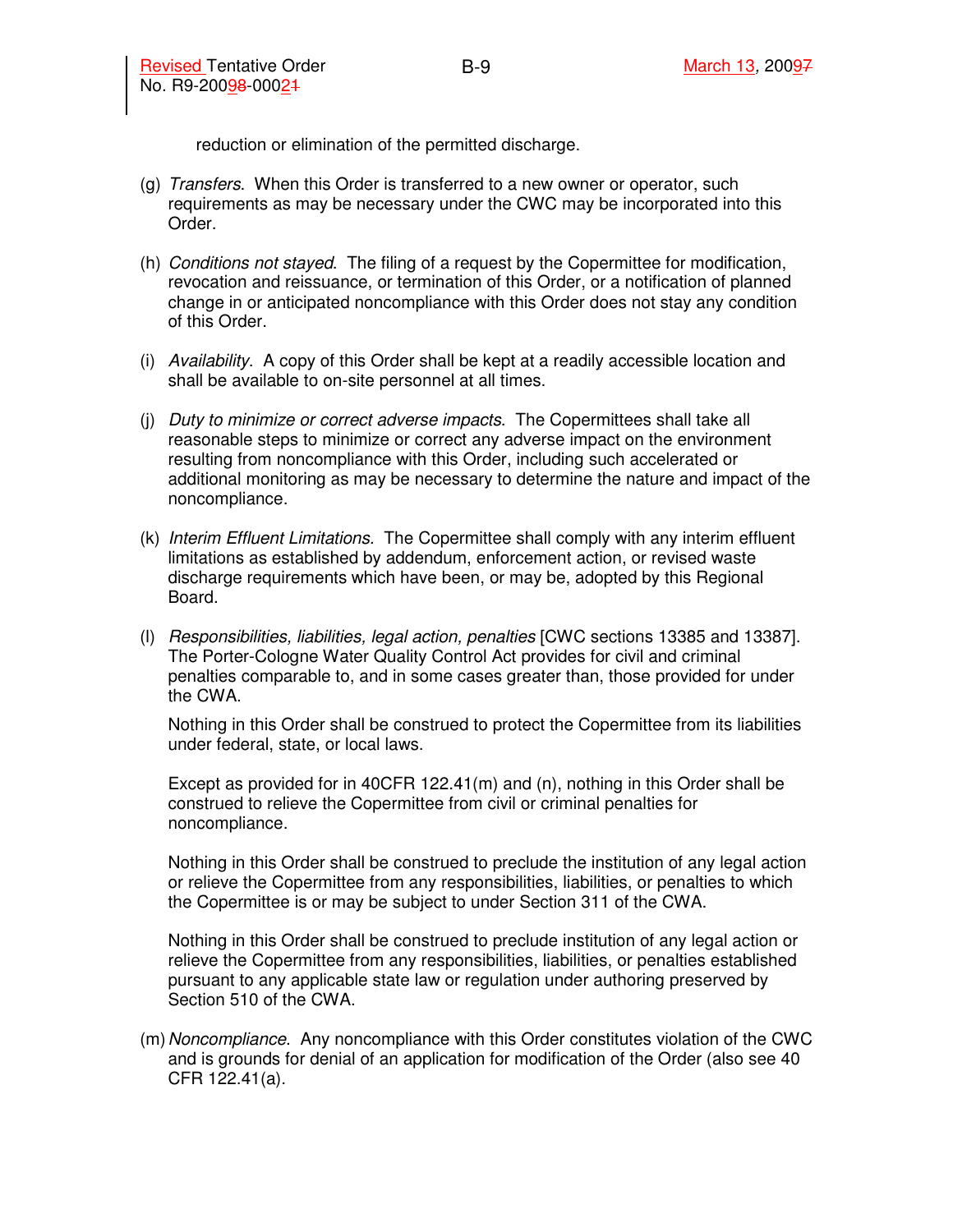reduction or elimination of the permitted discharge.

(g) *Transfers*. When this Order is transferred to a new owner or operator, such requirements as may be necessary under the CWC may be incorporated into this Order.

(h) *Conditions not stayed*. The filing of a request by the Copermittee for modification, revocation and reissuance, or termination of this Order, or a notification of planned change in or anticipated noncompliance with this Order does not stay any condition of this Order.

(i) *Availability*. A copy of this Order shall be kept at a readily accessible location and shall be available to on-site personnel at all times.

(j) *Duty to minimize or correct adverse impacts*. The Copermittees shall take all reasonable steps to minimize or correct any adverse impact on the environment resulting from noncompliance with this Order, including such accelerated or additional monitoring as may be necessary to determine the nature and impact of the noncompliance.

(k) *Interim Effluent Limitations.* The Copermittee shall comply with any interim effluent limitations as established by addendum, enforcement action, or revised waste discharge requirements which have been, or may be, adopted by this Regional Board.

(l) *Responsibilities, liabilities, legal action, penalties* [CWC sections 13385 and 13387]. The Porter-Cologne Water Quality Control Act provides for civil and criminal penalties comparable to, and in some cases greater than, those provided for under the CWA.

Nothing in this Order shall be construed to protect the Copermittee from its liabilities under federal, state, or local laws.

Except as provided for in 40CFR 122.41(m) and (n), nothing in this Order shall be construed to relieve the Copermittee from civil or criminal penalties for noncompliance.

Nothing in this Order shall be construed to preclude the institution of any legal action or relieve the Copermittee from any responsibilities, liabilities, or penalties to which the Copermittee is or may be subject to under Section 311 of the CWA.

Nothing in this Order shall be construed to preclude institution of any legal action or relieve the Copermittee from any responsibilities, liabilities, or penalties established pursuant to any applicable state law or regulation under authoring preserved by Section 510 of the CWA.

(m) *Noncompliance*. Any noncompliance with this Order constitutes violation of the CWC and is grounds for denial of an application for modification of the Order (also see 40 CFR 122.41(a).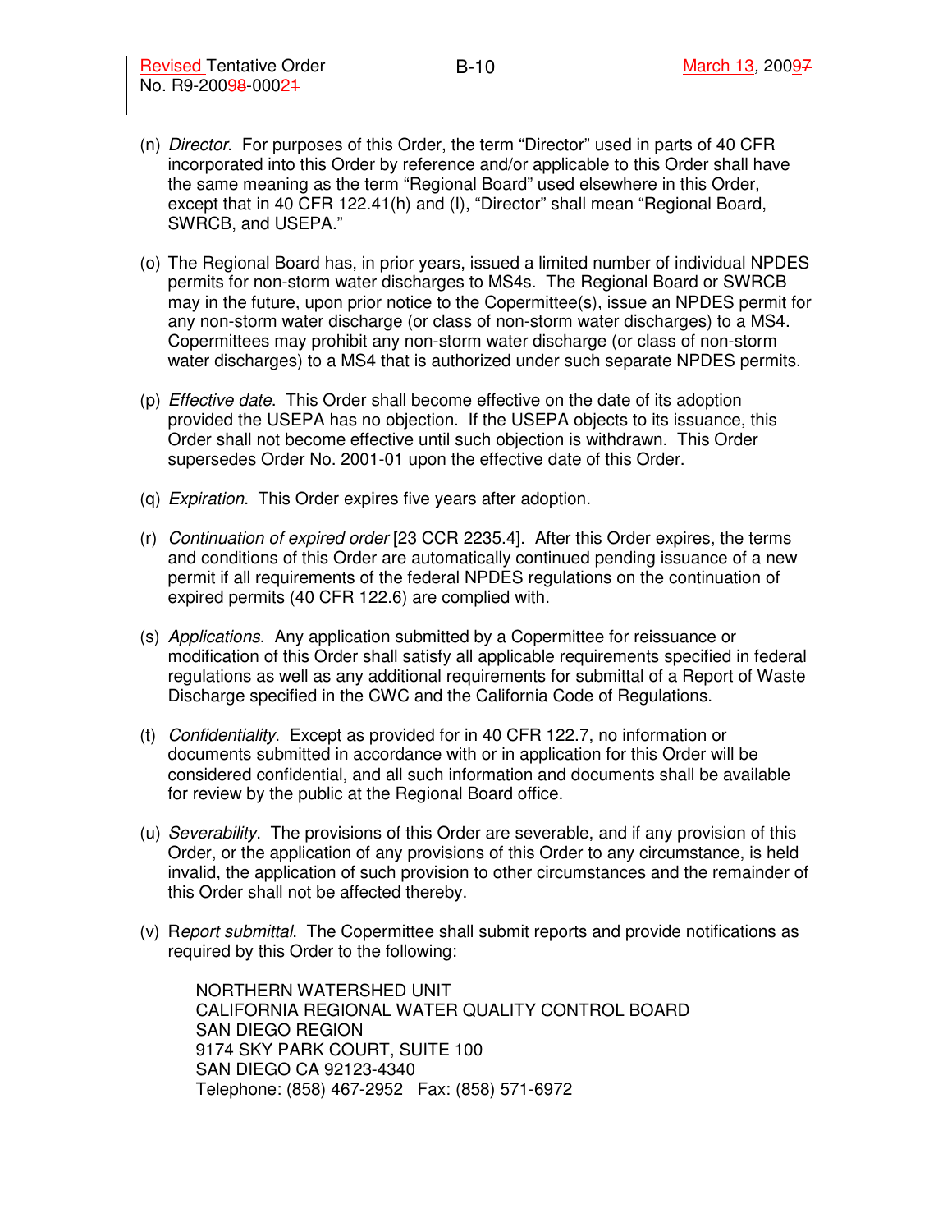(n) *Director*. For purposes of this Order, the term "Director" used in parts of 40 CFR incorporated into this Order by reference and/or applicable to this Order shall have the same meaning as the term "Regional Board" used elsewhere in this Order, except that in 40 CFR 122.41(h) and (l), "Director" shall mean "Regional Board, SWRCB, and USEPA."

(o) The Regional Board has, in prior years, issued a limited number of individual NPDES permits for non-storm water discharges to MS4s. The Regional Board or SWRCB may in the future, upon prior notice to the Copermittee(s), issue an NPDES permit for any non-storm water discharge (or class of non-storm water discharges) to a MS4. Copermittees may prohibit any non-storm water discharge (or class of non-storm water discharges) to a MS4 that is authorized under such separate NPDES permits.

(p) *Effective date*. This Order shall become effective on the date of its adoption provided the USEPA has no objection. If the USEPA objects to its issuance, this Order shall not become effective until such objection is withdrawn. This Order supersedes Order No. 2001-01 upon the effective date of this Order.

(q) *Expiration*. This Order expires five years after adoption.

(r) *Continuation of expired order* [23 CCR 2235.4]. After this Order expires, the terms and conditions of this Order are automatically continued pending issuance of a new permit if all requirements of the federal NPDES regulations on the continuation of expired permits (40 CFR 122.6) are complied with.

(s) *Applications*. Any application submitted by a Copermittee for reissuance or modification of this Order shall satisfy all applicable requirements specified in federal regulations as well as any additional requirements for submittal of a Report of Waste Discharge specified in the CWC and the California Code of Regulations.

(t) *Confidentiality*. Except as provided for in 40 CFR 122.7, no information or documents submitted in accordance with or in application for this Order will be considered confidential, and all such information and documents shall be available for review by the public at the Regional Board office.

(u) *Severability*. The provisions of this Order are severable, and if any provision of this Order, or the application of any provisions of this Order to any circumstance, is held invalid, the application of such provision to other circumstances and the remainder of this Order shall not be affected thereby.

(v) R*eport submittal*. The Copermittee shall submit reports and provide notifications as required by this Order to the following:

NORTHERN WATERSHED UNIT
CALIFORNIA REGIONAL WATER QUALITY CONTROL BOARD
SAN DIEGO REGION
9174 SKY PARK COURT, SUITE 100
SAN DIEGO CA 92123-4340
Telephone: (858) 467-2952 Fax: (858) 571-6972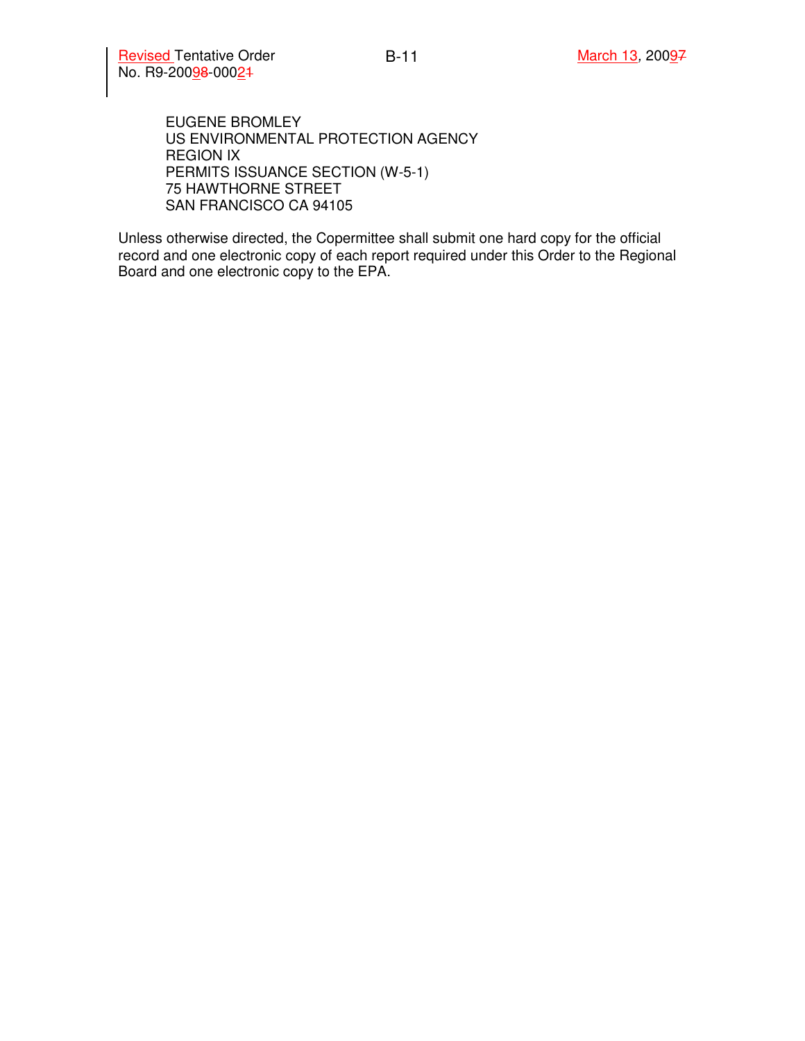EUGENE BROMLEY
US ENVIRONMENTAL PROTECTION AGENCY
REGION IX
PERMITS ISSUANCE SECTION (W-5-1)
75 HAWTHORNE STREET
SAN FRANCISCO CA 94105

Unless otherwise directed, the Copermittee shall submit one hard copy for the official record and one electronic copy of each report required under this Order to the Regional Board and one electronic copy to the EPA.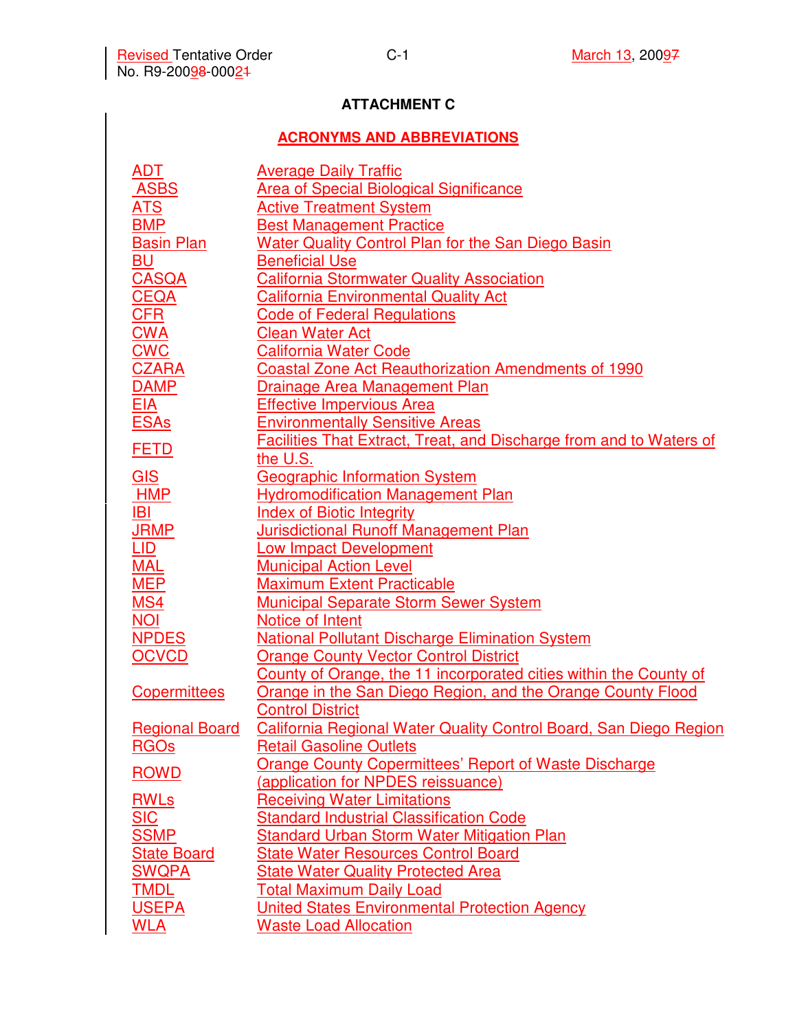**ATTACHMENT C**

**ACRONYMS AND ABBREVIATIONS**

| | |
|---|---|
| ADT | Average Daily Traffic |
| ASBS | Area of Special Biological Significance |
| ATS | Active Treatment System |
| BMP | Best Management Practice |
| Basin Plan | Water Quality Control Plan for the San Diego Basin |
| BU | Beneficial Use |
| CASQA | California Stormwater Quality Association |
| CEQA | California Environmental Quality Act |
| CFR | Code of Federal Regulations |
| CWA | Clean Water Act |
| CWC | California Water Code |
| CZARA | Coastal Zone Act Reauthorization Amendments of 1990 |
| DAMP | Drainage Area Management Plan |
| EIA | Effective Impervious Area |
| ESAs | Environmentally Sensitive Areas |
| FETD | Facilities That Extract, Treat, and Discharge from and to Waters of the U.S. |
| GIS | Geographic Information System |
| HMP | Hydromodification Management Plan |
| IBI | Index of Biotic Integrity |
| JRMP | Jurisdictional Runoff Management Plan |
| LID | Low Impact Development |
| MAL | Municipal Action Level |
| MEP | Maximum Extent Practicable |
| MS4 | Municipal Separate Storm Sewer System |
| NOI | Notice of Intent |
| NPDES | National Pollutant Discharge Elimination System |
| OCVCD | Orange County Vector Control District |
| Copermittees | County of Orange, the 11 incorporated cities within the County of Orange in the San Diego Region, and the Orange County Flood Control District |
| Regional Board | California Regional Water Quality Control Board, San Diego Region |
| RGOs | Retail Gasoline Outlets |
| ROWD | Orange County Copermittees' Report of Waste Discharge (application for NPDES reissuance) |
| RWLs | Receiving Water Limitations |
| SIC | Standard Industrial Classification Code |
| SSMP | Standard Urban Storm Water Mitigation Plan |
| State Board | State Water Resources Control Board |
| SWQPA | State Water Quality Protected Area |
| TMDL | Total Maximum Daily Load |
| USEPA | United States Environmental Protection Agency |
| WLA | Waste Load Allocation |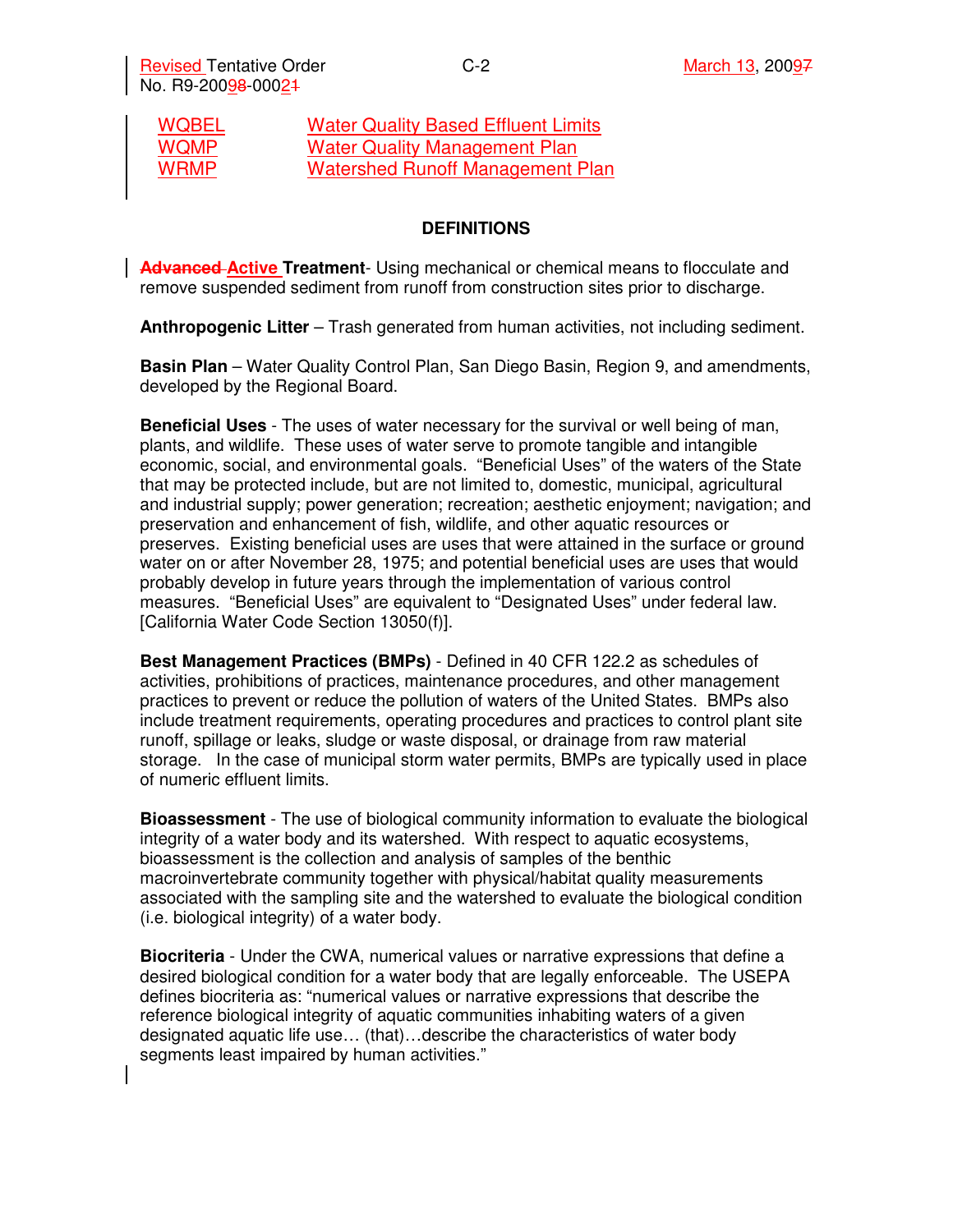| | |
|---|---|
| WQBEL | Water Quality Based Effluent Limits |
| WQMP | Water Quality Management Plan |
| WRMP | Watershed Runoff Management Plan |

## DEFINITIONS

**Advanced Active Treatment**- Using mechanical or chemical means to flocculate and remove suspended sediment from runoff from construction sites prior to discharge.

**Anthropogenic Litter** – Trash generated from human activities, not including sediment.

**Basin Plan** – Water Quality Control Plan, San Diego Basin, Region 9, and amendments, developed by the Regional Board.

**Beneficial Uses** - The uses of water necessary for the survival or well being of man, plants, and wildlife. These uses of water serve to promote tangible and intangible economic, social, and environmental goals. "Beneficial Uses" of the waters of the State that may be protected include, but are not limited to, domestic, municipal, agricultural and industrial supply; power generation; recreation; aesthetic enjoyment; navigation; and preservation and enhancement of fish, wildlife, and other aquatic resources or preserves. Existing beneficial uses are uses that were attained in the surface or ground water on or after November 28, 1975; and potential beneficial uses are uses that would probably develop in future years through the implementation of various control measures. "Beneficial Uses" are equivalent to "Designated Uses" under federal law. [California Water Code Section 13050(f)].

**Best Management Practices (BMPs)** - Defined in 40 CFR 122.2 as schedules of activities, prohibitions of practices, maintenance procedures, and other management practices to prevent or reduce the pollution of waters of the United States. BMPs also include treatment requirements, operating procedures and practices to control plant site runoff, spillage or leaks, sludge or waste disposal, or drainage from raw material storage. In the case of municipal storm water permits, BMPs are typically used in place of numeric effluent limits.

**Bioassessment** - The use of biological community information to evaluate the biological integrity of a water body and its watershed. With respect to aquatic ecosystems, bioassessment is the collection and analysis of samples of the benthic macroinvertebrate community together with physical/habitat quality measurements associated with the sampling site and the watershed to evaluate the biological condition (i.e. biological integrity) of a water body.

**Biocriteria** - Under the CWA, numerical values or narrative expressions that define a desired biological condition for a water body that are legally enforceable. The USEPA defines biocriteria as: "numerical values or narrative expressions that describe the reference biological integrity of aquatic communities inhabiting waters of a given designated aquatic life use… (that)…describe the characteristics of water body segments least impaired by human activities."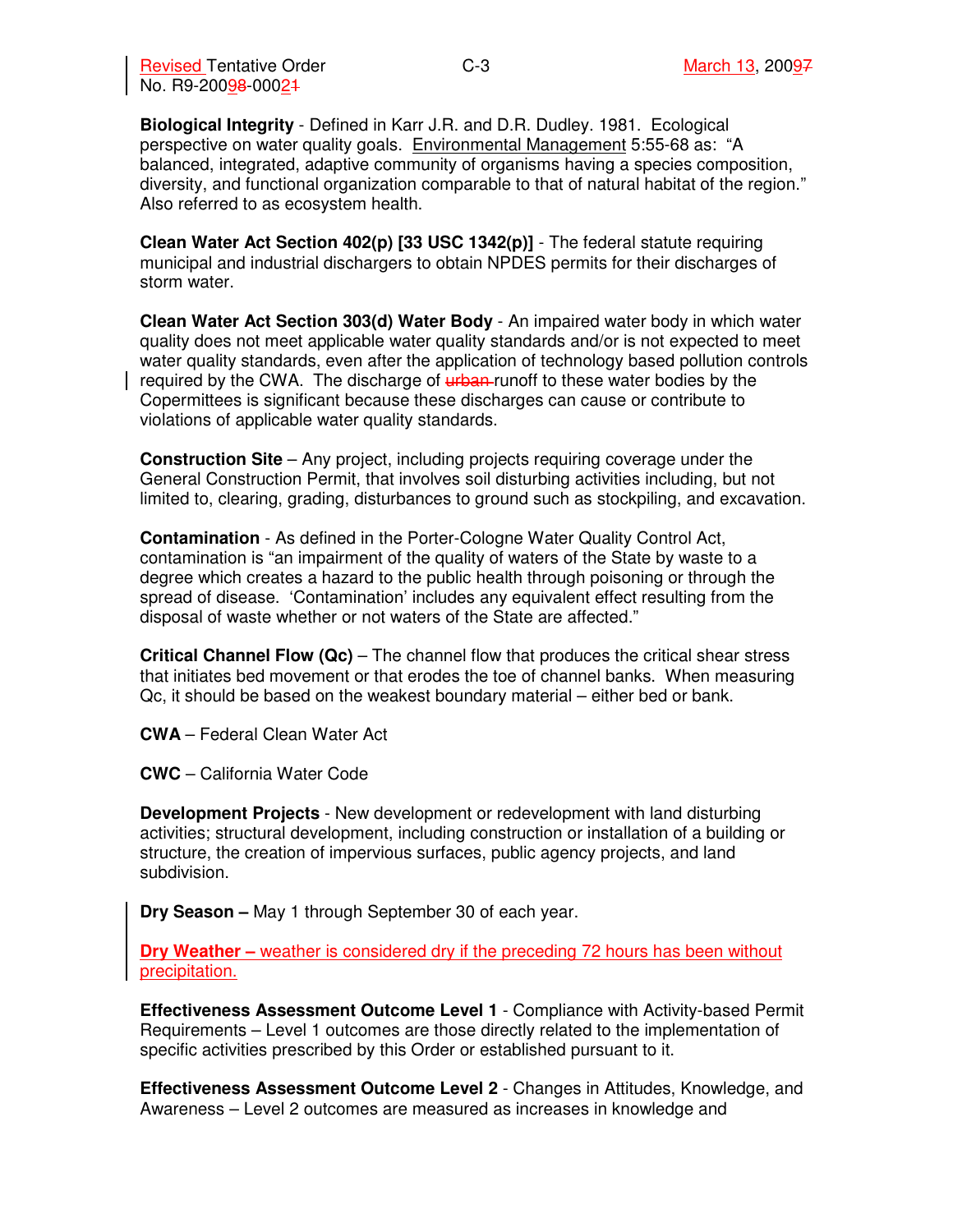**Biological Integrity** - Defined in Karr J.R. and D.R. Dudley. 1981. Ecological perspective on water quality goals. Environmental Management 5:55-68 as: "A balanced, integrated, adaptive community of organisms having a species composition, diversity, and functional organization comparable to that of natural habitat of the region." Also referred to as ecosystem health.

**Clean Water Act Section 402(p) [33 USC 1342(p)]** - The federal statute requiring municipal and industrial dischargers to obtain NPDES permits for their discharges of storm water.

**Clean Water Act Section 303(d) Water Body** - An impaired water body in which water quality does not meet applicable water quality standards and/or is not expected to meet water quality standards, even after the application of technology based pollution controls required by the CWA. The discharge of ~~urban~~ runoff to these water bodies by the Copermittees is significant because these discharges can cause or contribute to violations of applicable water quality standards.

**Construction Site** – Any project, including projects requiring coverage under the General Construction Permit, that involves soil disturbing activities including, but not limited to, clearing, grading, disturbances to ground such as stockpiling, and excavation.

**Contamination** - As defined in the Porter-Cologne Water Quality Control Act, contamination is "an impairment of the quality of waters of the State by waste to a degree which creates a hazard to the public health through poisoning or through the spread of disease. 'Contamination' includes any equivalent effect resulting from the disposal of waste whether or not waters of the State are affected."

**Critical Channel Flow (Qc)** – The channel flow that produces the critical shear stress that initiates bed movement or that erodes the toe of channel banks. When measuring Qc, it should be based on the weakest boundary material – either bed or bank.

**CWA** – Federal Clean Water Act

**CWC** – California Water Code

**Development Projects** - New development or redevelopment with land disturbing activities; structural development, including construction or installation of a building or structure, the creation of impervious surfaces, public agency projects, and land subdivision.

**Dry Season –** May 1 through September 30 of each year.

**Dry Weather –** weather is considered dry if the preceding 72 hours has been without precipitation.

**Effectiveness Assessment Outcome Level 1** - Compliance with Activity-based Permit Requirements – Level 1 outcomes are those directly related to the implementation of specific activities prescribed by this Order or established pursuant to it.

**Effectiveness Assessment Outcome Level 2** - Changes in Attitudes, Knowledge, and Awareness – Level 2 outcomes are measured as increases in knowledge and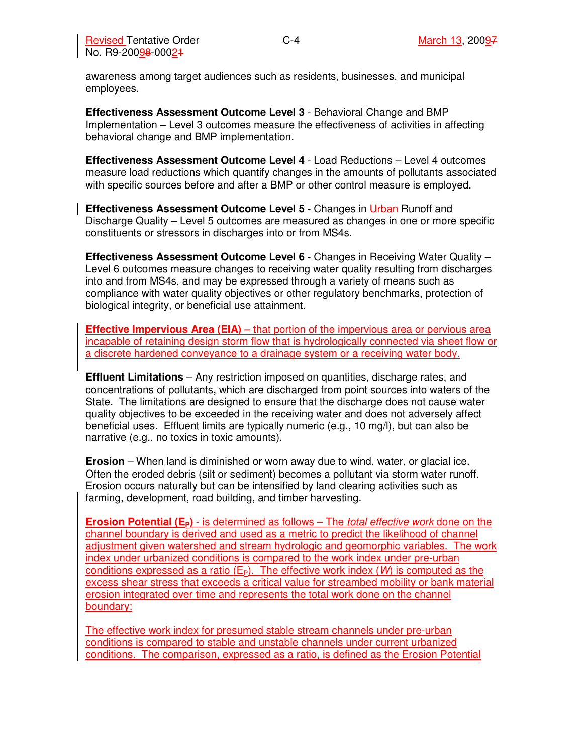awareness among target audiences such as residents, businesses, and municipal employees.

**Effectiveness Assessment Outcome Level 3** - Behavioral Change and BMP Implementation – Level 3 outcomes measure the effectiveness of activities in affecting behavioral change and BMP implementation.

**Effectiveness Assessment Outcome Level 4** - Load Reductions – Level 4 outcomes measure load reductions which quantify changes in the amounts of pollutants associated with specific sources before and after a BMP or other control measure is employed.

**Effectiveness Assessment Outcome Level 5** - Changes in ~~Urban~~ Runoff and Discharge Quality – Level 5 outcomes are measured as changes in one or more specific constituents or stressors in discharges into or from MS4s.

**Effectiveness Assessment Outcome Level 6** - Changes in Receiving Water Quality – Level 6 outcomes measure changes to receiving water quality resulting from discharges into and from MS4s, and may be expressed through a variety of means such as compliance with water quality objectives or other regulatory benchmarks, protection of biological integrity, or beneficial use attainment.

**Effective Impervious Area (EIA)** – that portion of the impervious area or pervious area incapable of retaining design storm flow that is hydrologically connected via sheet flow or a discrete hardened conveyance to a drainage system or a receiving water body.

**Effluent Limitations** – Any restriction imposed on quantities, discharge rates, and concentrations of pollutants, which are discharged from point sources into waters of the State. The limitations are designed to ensure that the discharge does not cause water quality objectives to be exceeded in the receiving water and does not adversely affect beneficial uses. Effluent limits are typically numeric (e.g., 10 mg/l), but can also be narrative (e.g., no toxics in toxic amounts).

**Erosion** – When land is diminished or worn away due to wind, water, or glacial ice. Often the eroded debris (silt or sediment) becomes a pollutant via storm water runoff. Erosion occurs naturally but can be intensified by land clearing activities such as farming, development, road building, and timber harvesting.

**Erosion Potential ($E_P$)** - is determined as follows – The *total effective work* done on the channel boundary is derived and used as a metric to predict the likelihood of channel adjustment given watershed and stream hydrologic and geomorphic variables. The work index under urbanized conditions is compared to the work index under pre-urban conditions expressed as a ratio ($E_P$). The effective work index ($W$) is computed as the excess shear stress that exceeds a critical value for streambed mobility or bank material erosion integrated over time and represents the total work done on the channel boundary:

The effective work index for presumed stable stream channels under pre-urban conditions is compared to stable and unstable channels under current urbanized conditions. The comparison, expressed as a ratio, is defined as the Erosion Potential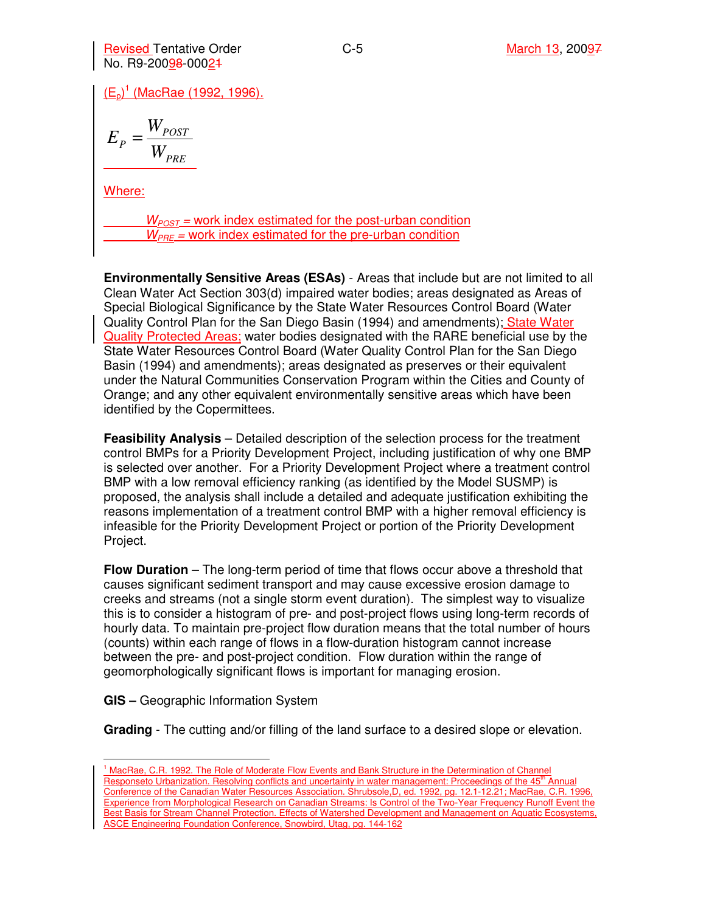($E_p$)[1] (MacRae (1992, 1996).

$$E_P = \frac{W_{POST}}{W_{PRE}}$$

Where:

$W_{POST}$ = work index estimated for the post-urban condition
$W_{PRE}$ = work index estimated for the pre-urban condition

**Environmentally Sensitive Areas (ESAs)** - Areas that include but are not limited to all Clean Water Act Section 303(d) impaired water bodies; areas designated as Areas of Special Biological Significance by the State Water Resources Control Board (Water Quality Control Plan for the San Diego Basin (1994) and amendments); State Water Quality Protected Areas; water bodies designated with the RARE beneficial use by the State Water Resources Control Board (Water Quality Control Plan for the San Diego Basin (1994) and amendments); areas designated as preserves or their equivalent under the Natural Communities Conservation Program within the Cities and County of Orange; and any other equivalent environmentally sensitive areas which have been identified by the Copermittees.

**Feasibility Analysis** – Detailed description of the selection process for the treatment control BMPs for a Priority Development Project, including justification of why one BMP is selected over another. For a Priority Development Project where a treatment control BMP with a low removal efficiency ranking (as identified by the Model SUSMP) is proposed, the analysis shall include a detailed and adequate justification exhibiting the reasons implementation of a treatment control BMP with a higher removal efficiency is infeasible for the Priority Development Project or portion of the Priority Development Project.

**Flow Duration** – The long-term period of time that flows occur above a threshold that causes significant sediment transport and may cause excessive erosion damage to creeks and streams (not a single storm event duration). The simplest way to visualize this is to consider a histogram of pre- and post-project flows using long-term records of hourly data. To maintain pre-project flow duration means that the total number of hours (counts) within each range of flows in a flow-duration histogram cannot increase between the pre- and post-project condition. Flow duration within the range of geomorphologically significant flows is important for managing erosion.

**GIS –** Geographic Information System

**Grading** - The cutting and/or filling of the land surface to a desired slope or elevation.

---

[1] MacRae, C.R. 1992. The Role of Moderate Flow Events and Bank Structure in the Determination of Channel Responseto Urbanization. Resolving conflicts and uncertainty in water management: Proceedings of the 45th Annual Conference of the Canadian Water Resources Association. Shrubsole,D, ed. 1992, pg. 12.1-12.21; MacRae, C.R. 1996, Experience from Morphological Research on Canadian Streams: Is Control of the Two-Year Frequency Runoff Event the Best Basis for Stream Channel Protection. Effects of Watershed Development and Management on Aquatic Ecosystems, ASCE Engineering Foundation Conference, Snowbird, Utag, pg. 144-162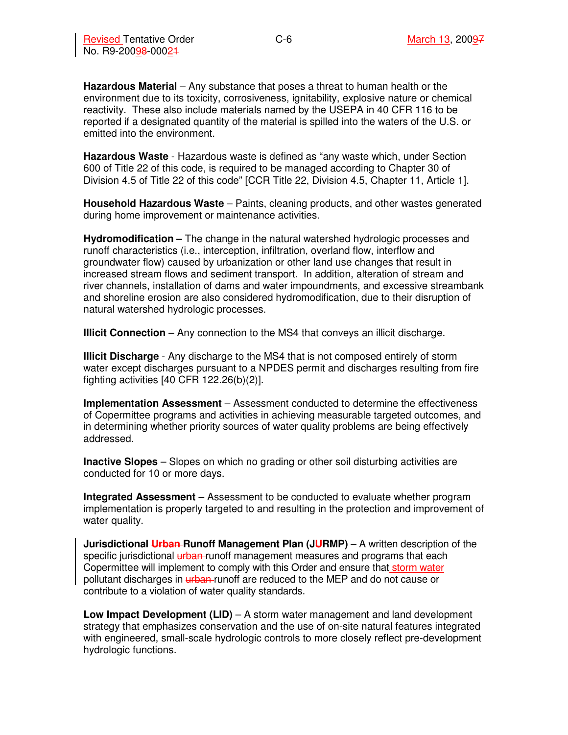**Hazardous Material** – Any substance that poses a threat to human health or the environment due to its toxicity, corrosiveness, ignitability, explosive nature or chemical reactivity. These also include materials named by the USEPA in 40 CFR 116 to be reported if a designated quantity of the material is spilled into the waters of the U.S. or emitted into the environment.

**Hazardous Waste** - Hazardous waste is defined as "any waste which, under Section 600 of Title 22 of this code, is required to be managed according to Chapter 30 of Division 4.5 of Title 22 of this code" [CCR Title 22, Division 4.5, Chapter 11, Article 1].

**Household Hazardous Waste** – Paints, cleaning products, and other wastes generated during home improvement or maintenance activities.

**Hydromodification –** The change in the natural watershed hydrologic processes and runoff characteristics (i.e., interception, infiltration, overland flow, interflow and groundwater flow) caused by urbanization or other land use changes that result in increased stream flows and sediment transport. In addition, alteration of stream and river channels, installation of dams and water impoundments, and excessive streambank and shoreline erosion are also considered hydromodification, due to their disruption of natural watershed hydrologic processes.

**Illicit Connection** – Any connection to the MS4 that conveys an illicit discharge.

**Illicit Discharge** - Any discharge to the MS4 that is not composed entirely of storm water except discharges pursuant to a NPDES permit and discharges resulting from fire fighting activities [40 CFR 122.26(b)(2)].

**Implementation Assessment** – Assessment conducted to determine the effectiveness of Copermittee programs and activities in achieving measurable targeted outcomes, and in determining whether priority sources of water quality problems are being effectively addressed.

**Inactive Slopes** – Slopes on which no grading or other soil disturbing activities are conducted for 10 or more days.

**Integrated Assessment** – Assessment to be conducted to evaluate whether program implementation is properly targeted to and resulting in the protection and improvement of water quality.

**Jurisdictional ~~Urban~~ Runoff Management Plan (J~~U~~RMP)** – A written description of the specific jurisdictional ~~urban~~ runoff management measures and programs that each Copermittee will implement to comply with this Order and ensure that storm water pollutant discharges in ~~urban~~ runoff are reduced to the MEP and do not cause or contribute to a violation of water quality standards.

**Low Impact Development (LID)** – A storm water management and land development strategy that emphasizes conservation and the use of on-site natural features integrated with engineered, small-scale hydrologic controls to more closely reflect pre-development hydrologic functions.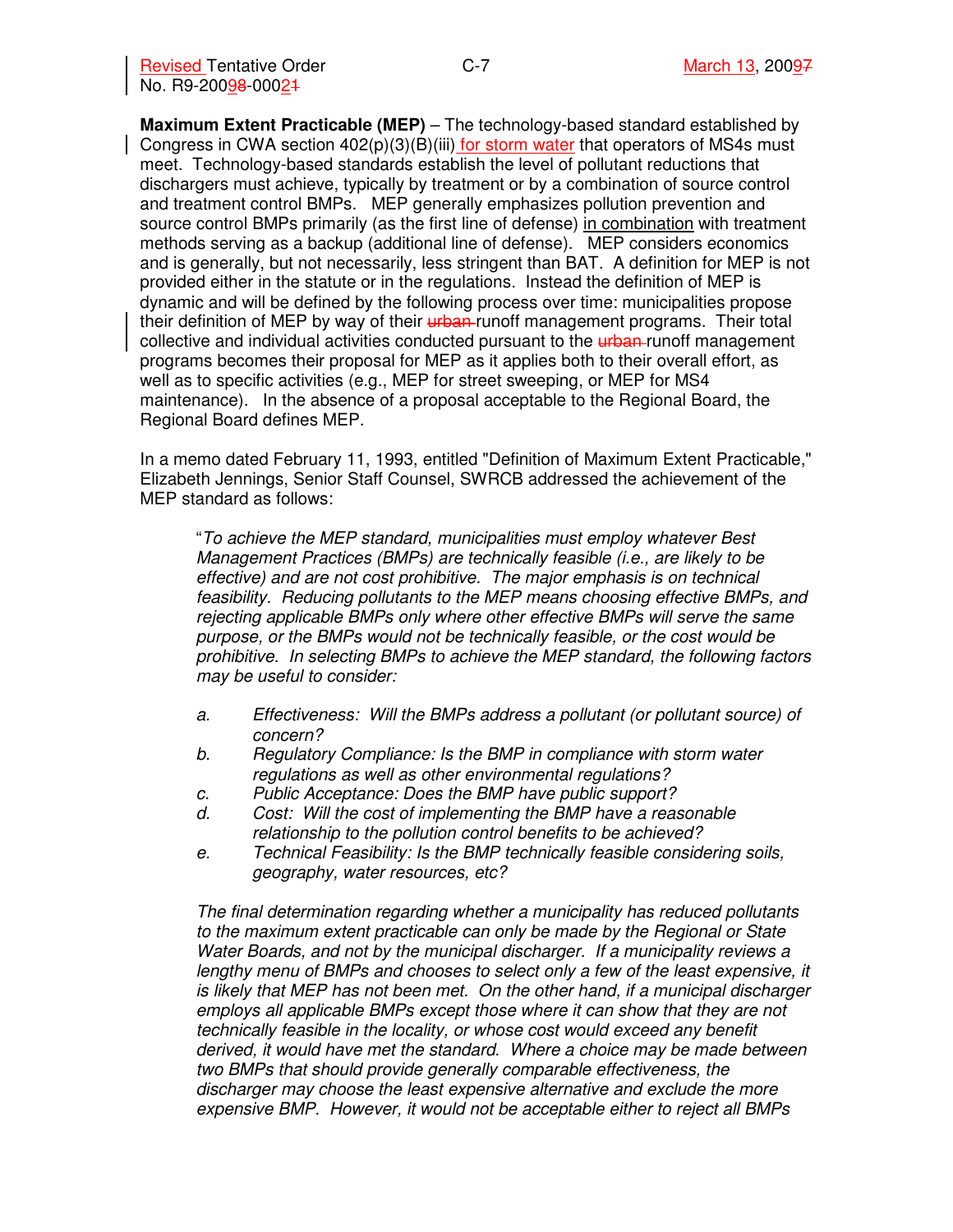**Maximum Extent Practicable (MEP)** – The technology-based standard established by Congress in CWA section 402(p)(3)(B)(iii) for storm water that operators of MS4s must meet. Technology-based standards establish the level of pollutant reductions that dischargers must achieve, typically by treatment or by a combination of source control and treatment control BMPs. MEP generally emphasizes pollution prevention and source control BMPs primarily (as the first line of defense) in combination with treatment methods serving as a backup (additional line of defense). MEP considers economics and is generally, but not necessarily, less stringent than BAT. A definition for MEP is not provided either in the statute or in the regulations. Instead the definition of MEP is dynamic and will be defined by the following process over time: municipalities propose their definition of MEP by way of their ~~urban~~ runoff management programs. Their total collective and individual activities conducted pursuant to the ~~urban~~ runoff management programs becomes their proposal for MEP as it applies both to their overall effort, as well as to specific activities (e.g., MEP for street sweeping, or MEP for MS4 maintenance). In the absence of a proposal acceptable to the Regional Board, the Regional Board defines MEP.

In a memo dated February 11, 1993, entitled "Definition of Maximum Extent Practicable," Elizabeth Jennings, Senior Staff Counsel, SWRCB addressed the achievement of the MEP standard as follows:

> "*To achieve the MEP standard, municipalities must employ whatever Best Management Practices (BMPs) are technically feasible (i.e., are likely to be effective) and are not cost prohibitive. The major emphasis is on technical feasibility. Reducing pollutants to the MEP means choosing effective BMPs, and rejecting applicable BMPs only where other effective BMPs will serve the same purpose, or the BMPs would not be technically feasible, or the cost would be prohibitive. In selecting BMPs to achieve the MEP standard, the following factors may be useful to consider:*
>
> *a. Effectiveness: Will the BMPs address a pollutant (or pollutant source) of concern?*
> *b. Regulatory Compliance: Is the BMP in compliance with storm water regulations as well as other environmental regulations?*
> *c. Public Acceptance: Does the BMP have public support?*
> *d. Cost: Will the cost of implementing the BMP have a reasonable relationship to the pollution control benefits to be achieved?*
> *e. Technical Feasibility: Is the BMP technically feasible considering soils, geography, water resources, etc?*
>
> *The final determination regarding whether a municipality has reduced pollutants to the maximum extent practicable can only be made by the Regional or State Water Boards, and not by the municipal discharger. If a municipality reviews a lengthy menu of BMPs and chooses to select only a few of the least expensive, it is likely that MEP has not been met. On the other hand, if a municipal discharger employs all applicable BMPs except those where it can show that they are not technically feasible in the locality, or whose cost would exceed any benefit derived, it would have met the standard. Where a choice may be made between two BMPs that should provide generally comparable effectiveness, the discharger may choose the least expensive alternative and exclude the more expensive BMP. However, it would not be acceptable either to reject all BMPs*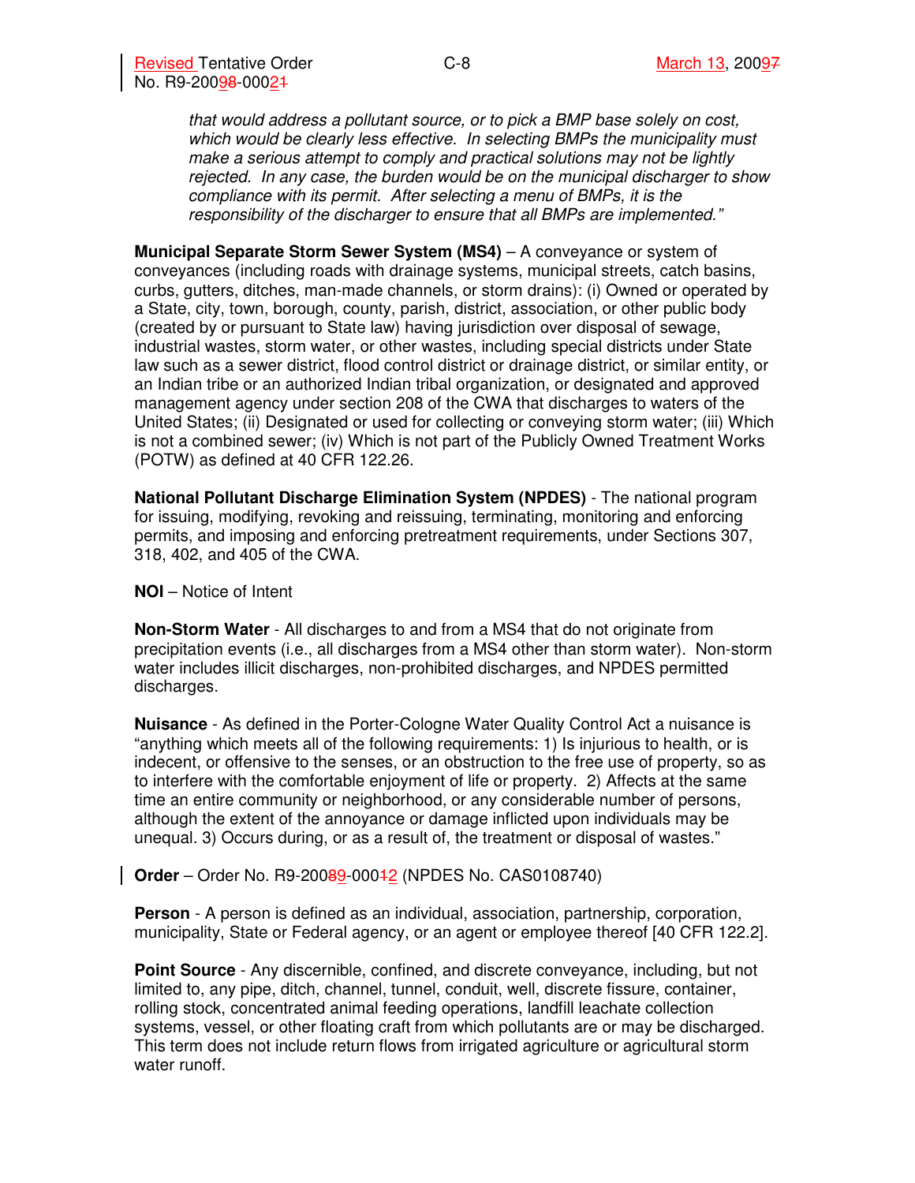*that would address a pollutant source, or to pick a BMP base solely on cost, which would be clearly less effective. In selecting BMPs the municipality must make a serious attempt to comply and practical solutions may not be lightly rejected. In any case, the burden would be on the municipal discharger to show compliance with its permit. After selecting a menu of BMPs, it is the responsibility of the discharger to ensure that all BMPs are implemented."*

**Municipal Separate Storm Sewer System (MS4)** – A conveyance or system of conveyances (including roads with drainage systems, municipal streets, catch basins, curbs, gutters, ditches, man-made channels, or storm drains): (i) Owned or operated by a State, city, town, borough, county, parish, district, association, or other public body (created by or pursuant to State law) having jurisdiction over disposal of sewage, industrial wastes, storm water, or other wastes, including special districts under State law such as a sewer district, flood control district or drainage district, or similar entity, or an Indian tribe or an authorized Indian tribal organization, or designated and approved management agency under section 208 of the CWA that discharges to waters of the United States; (ii) Designated or used for collecting or conveying storm water; (iii) Which is not a combined sewer; (iv) Which is not part of the Publicly Owned Treatment Works (POTW) as defined at 40 CFR 122.26.

**National Pollutant Discharge Elimination System (NPDES)** - The national program for issuing, modifying, revoking and reissuing, terminating, monitoring and enforcing permits, and imposing and enforcing pretreatment requirements, under Sections 307, 318, 402, and 405 of the CWA.

**NOI** – Notice of Intent

**Non-Storm Water** - All discharges to and from a MS4 that do not originate from precipitation events (i.e., all discharges from a MS4 other than storm water). Non-storm water includes illicit discharges, non-prohibited discharges, and NPDES permitted discharges.

**Nuisance** - As defined in the Porter-Cologne Water Quality Control Act a nuisance is "anything which meets all of the following requirements: 1) Is injurious to health, or is indecent, or offensive to the senses, or an obstruction to the free use of property, so as to interfere with the comfortable enjoyment of life or property. 2) Affects at the same time an entire community or neighborhood, or any considerable number of persons, although the extent of the annoyance or damage inflicted upon individuals may be unequal. 3) Occurs during, or as a result of, the treatment or disposal of wastes."

**Order** – Order No. R9-2009-0002 (NPDES No. CAS0108740)

**Person** - A person is defined as an individual, association, partnership, corporation, municipality, State or Federal agency, or an agent or employee thereof [40 CFR 122.2].

**Point Source** - Any discernible, confined, and discrete conveyance, including, but not limited to, any pipe, ditch, channel, tunnel, conduit, well, discrete fissure, container, rolling stock, concentrated animal feeding operations, landfill leachate collection systems, vessel, or other floating craft from which pollutants are or may be discharged. This term does not include return flows from irrigated agriculture or agricultural storm water runoff.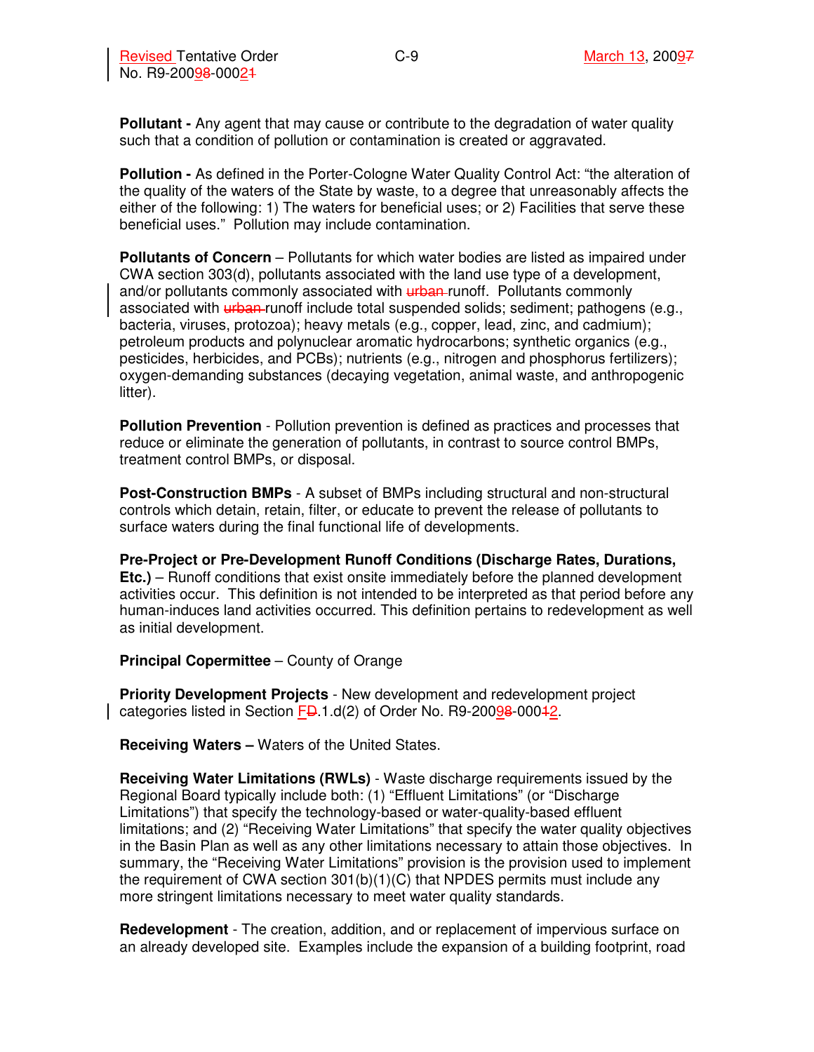**Pollutant -** Any agent that may cause or contribute to the degradation of water quality such that a condition of pollution or contamination is created or aggravated.

**Pollution -** As defined in the Porter-Cologne Water Quality Control Act: "the alteration of the quality of the waters of the State by waste, to a degree that unreasonably affects the either of the following: 1) The waters for beneficial uses; or 2) Facilities that serve these beneficial uses." Pollution may include contamination.

**Pollutants of Concern** – Pollutants for which water bodies are listed as impaired under CWA section 303(d), pollutants associated with the land use type of a development, and/or pollutants commonly associated with ~~urban~~ runoff. Pollutants commonly associated with ~~urban~~ runoff include total suspended solids; sediment; pathogens (e.g., bacteria, viruses, protozoa); heavy metals (e.g., copper, lead, zinc, and cadmium); petroleum products and polynuclear aromatic hydrocarbons; synthetic organics (e.g., pesticides, herbicides, and PCBs); nutrients (e.g., nitrogen and phosphorus fertilizers); oxygen-demanding substances (decaying vegetation, animal waste, and anthropogenic litter).

**Pollution Prevention** - Pollution prevention is defined as practices and processes that reduce or eliminate the generation of pollutants, in contrast to source control BMPs, treatment control BMPs, or disposal.

**Post-Construction BMPs** - A subset of BMPs including structural and non-structural controls which detain, retain, filter, or educate to prevent the release of pollutants to surface waters during the final functional life of developments.

**Pre-Project or Pre-Development Runoff Conditions (Discharge Rates, Durations, Etc.)** – Runoff conditions that exist onsite immediately before the planned development activities occur. This definition is not intended to be interpreted as that period before any human-induces land activities occurred. This definition pertains to redevelopment as well as initial development.

**Principal Copermittee** – County of Orange

**Priority Development Projects** - New development and redevelopment project categories listed in Section F~~D~~.1.d(2) of Order No. R9-2009~~8~~-000~~1~~2.

**Receiving Waters –** Waters of the United States.

**Receiving Water Limitations (RWLs)** - Waste discharge requirements issued by the Regional Board typically include both: (1) "Effluent Limitations" (or "Discharge Limitations") that specify the technology-based or water-quality-based effluent limitations; and (2) "Receiving Water Limitations" that specify the water quality objectives in the Basin Plan as well as any other limitations necessary to attain those objectives. In summary, the "Receiving Water Limitations" provision is the provision used to implement the requirement of CWA section 301(b)(1)(C) that NPDES permits must include any more stringent limitations necessary to meet water quality standards.

**Redevelopment** - The creation, addition, and or replacement of impervious surface on an already developed site. Examples include the expansion of a building footprint, road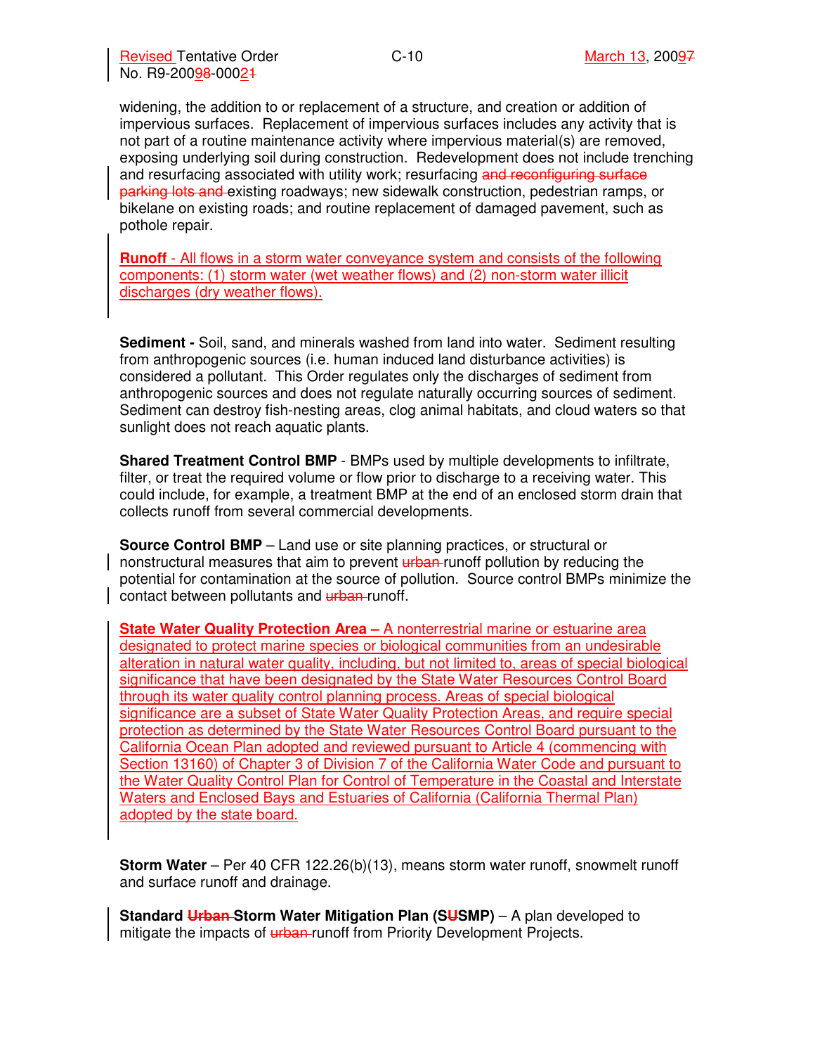widening, the addition to or replacement of a structure, and creation or addition of impervious surfaces. Replacement of impervious surfaces includes any activity that is not part of a routine maintenance activity where impervious material(s) are removed, exposing underlying soil during construction. Redevelopment does not include trenching and resurfacing associated with utility work; resurfacing ~~and reconfiguring surface parking lots and~~ existing roadways; new sidewalk construction, pedestrian ramps, or bikelane on existing roads; and routine replacement of damaged pavement, such as pothole repair.

**Runoff** - All flows in a storm water conveyance system and consists of the following components: (1) storm water (wet weather flows) and (2) non-storm water illicit discharges (dry weather flows).

**Sediment -** Soil, sand, and minerals washed from land into water. Sediment resulting from anthropogenic sources (i.e. human induced land disturbance activities) is considered a pollutant. This Order regulates only the discharges of sediment from anthropogenic sources and does not regulate naturally occurring sources of sediment. Sediment can destroy fish-nesting areas, clog animal habitats, and cloud waters so that sunlight does not reach aquatic plants.

**Shared Treatment Control BMP** - BMPs used by multiple developments to infiltrate, filter, or treat the required volume or flow prior to discharge to a receiving water. This could include, for example, a treatment BMP at the end of an enclosed storm drain that collects runoff from several commercial developments.

**Source Control BMP** – Land use or site planning practices, or structural or nonstructural measures that aim to prevent ~~urban~~ runoff pollution by reducing the potential for contamination at the source of pollution. Source control BMPs minimize the contact between pollutants and ~~urban~~ runoff.

**State Water Quality Protection Area –** A nonterrestrial marine or estuarine area designated to protect marine species or biological communities from an undesirable alteration in natural water quality, including, but not limited to, areas of special biological significance that have been designated by the State Water Resources Control Board through its water quality control planning process. Areas of special biological significance are a subset of State Water Quality Protection Areas, and require special protection as determined by the State Water Resources Control Board pursuant to the California Ocean Plan adopted and reviewed pursuant to Article 4 (commencing with Section 13160) of Chapter 3 of Division 7 of the California Water Code and pursuant to the Water Quality Control Plan for Control of Temperature in the Coastal and Interstate Waters and Enclosed Bays and Estuaries of California (California Thermal Plan) adopted by the state board.

**Storm Water** – Per 40 CFR 122.26(b)(13), means storm water runoff, snowmelt runoff and surface runoff and drainage.

**Standard ~~Urban~~ Storm Water Mitigation Plan (S~~U~~SMP)** – A plan developed to mitigate the impacts of ~~urban~~ runoff from Priority Development Projects.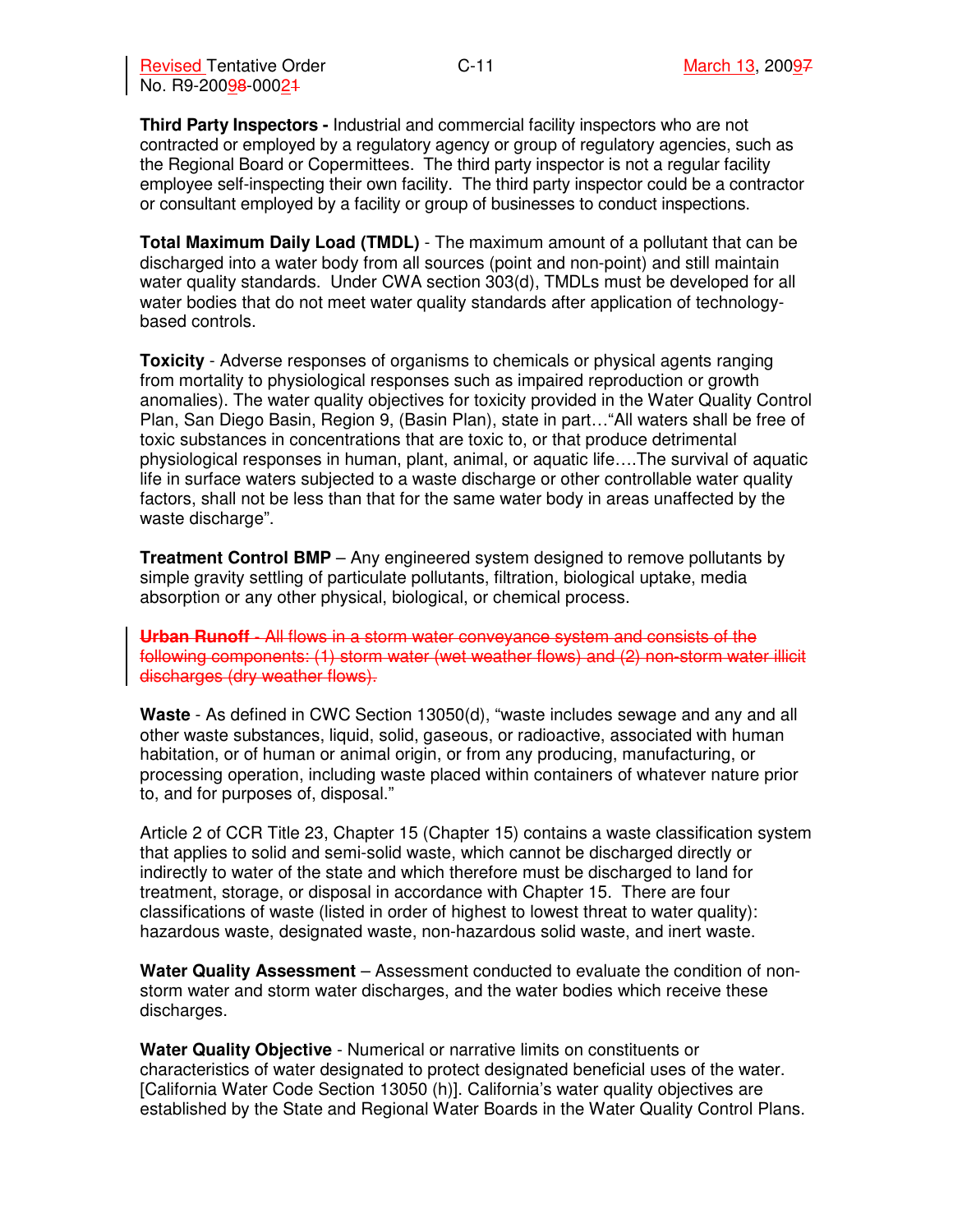**Third Party Inspectors -** Industrial and commercial facility inspectors who are not contracted or employed by a regulatory agency or group of regulatory agencies, such as the Regional Board or Copermittees. The third party inspector is not a regular facility employee self-inspecting their own facility. The third party inspector could be a contractor or consultant employed by a facility or group of businesses to conduct inspections.

**Total Maximum Daily Load (TMDL)** - The maximum amount of a pollutant that can be discharged into a water body from all sources (point and non-point) and still maintain water quality standards. Under CWA section 303(d), TMDLs must be developed for all water bodies that do not meet water quality standards after application of technology-based controls.

**Toxicity** - Adverse responses of organisms to chemicals or physical agents ranging from mortality to physiological responses such as impaired reproduction or growth anomalies). The water quality objectives for toxicity provided in the Water Quality Control Plan, San Diego Basin, Region 9, (Basin Plan), state in part…"All waters shall be free of toxic substances in concentrations that are toxic to, or that produce detrimental physiological responses in human, plant, animal, or aquatic life….The survival of aquatic life in surface waters subjected to a waste discharge or other controllable water quality factors, shall not be less than that for the same water body in areas unaffected by the waste discharge".

**Treatment Control BMP** – Any engineered system designed to remove pollutants by simple gravity settling of particulate pollutants, filtration, biological uptake, media absorption or any other physical, biological, or chemical process.

~~**Urban Runoff** - All flows in a storm water conveyance system and consists of the following components: (1) storm water (wet weather flows) and (2) non-storm water illicit discharges (dry weather flows).~~

**Waste** - As defined in CWC Section 13050(d), "waste includes sewage and any and all other waste substances, liquid, solid, gaseous, or radioactive, associated with human habitation, or of human or animal origin, or from any producing, manufacturing, or processing operation, including waste placed within containers of whatever nature prior to, and for purposes of, disposal."

Article 2 of CCR Title 23, Chapter 15 (Chapter 15) contains a waste classification system that applies to solid and semi-solid waste, which cannot be discharged directly or indirectly to water of the state and which therefore must be discharged to land for treatment, storage, or disposal in accordance with Chapter 15. There are four classifications of waste (listed in order of highest to lowest threat to water quality): hazardous waste, designated waste, non-hazardous solid waste, and inert waste.

**Water Quality Assessment** – Assessment conducted to evaluate the condition of non-storm water and storm water discharges, and the water bodies which receive these discharges.

**Water Quality Objective** - Numerical or narrative limits on constituents or characteristics of water designated to protect designated beneficial uses of the water. [California Water Code Section 13050 (h)]. California's water quality objectives are established by the State and Regional Water Boards in the Water Quality Control Plans.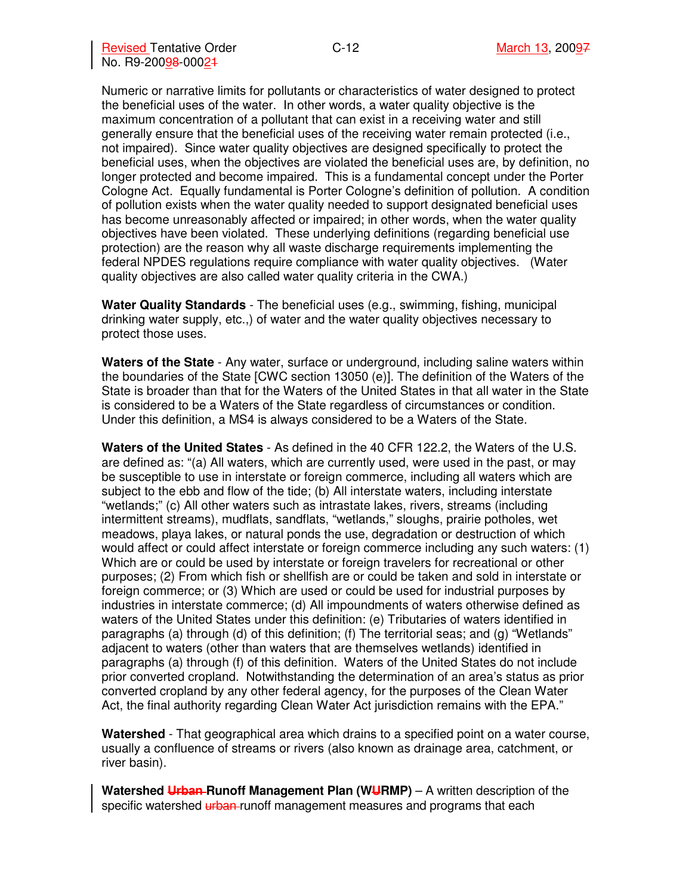Numeric or narrative limits for pollutants or characteristics of water designed to protect the beneficial uses of the water. In other words, a water quality objective is the maximum concentration of a pollutant that can exist in a receiving water and still generally ensure that the beneficial uses of the receiving water remain protected (i.e., not impaired). Since water quality objectives are designed specifically to protect the beneficial uses, when the objectives are violated the beneficial uses are, by definition, no longer protected and become impaired. This is a fundamental concept under the Porter Cologne Act. Equally fundamental is Porter Cologne's definition of pollution. A condition of pollution exists when the water quality needed to support designated beneficial uses has become unreasonably affected or impaired; in other words, when the water quality objectives have been violated. These underlying definitions (regarding beneficial use protection) are the reason why all waste discharge requirements implementing the federal NPDES regulations require compliance with water quality objectives. (Water quality objectives are also called water quality criteria in the CWA.)

**Water Quality Standards** - The beneficial uses (e.g., swimming, fishing, municipal drinking water supply, etc.,) of water and the water quality objectives necessary to protect those uses.

**Waters of the State** - Any water, surface or underground, including saline waters within the boundaries of the State [CWC section 13050 (e)]. The definition of the Waters of the State is broader than that for the Waters of the United States in that all water in the State is considered to be a Waters of the State regardless of circumstances or condition. Under this definition, a MS4 is always considered to be a Waters of the State.

**Waters of the United States** - As defined in the 40 CFR 122.2, the Waters of the U.S. are defined as: "(a) All waters, which are currently used, were used in the past, or may be susceptible to use in interstate or foreign commerce, including all waters which are subject to the ebb and flow of the tide; (b) All interstate waters, including interstate "wetlands;" (c) All other waters such as intrastate lakes, rivers, streams (including intermittent streams), mudflats, sandflats, "wetlands," sloughs, prairie potholes, wet meadows, playa lakes, or natural ponds the use, degradation or destruction of which would affect or could affect interstate or foreign commerce including any such waters: (1) Which are or could be used by interstate or foreign travelers for recreational or other purposes; (2) From which fish or shellfish are or could be taken and sold in interstate or foreign commerce; or (3) Which are used or could be used for industrial purposes by industries in interstate commerce; (d) All impoundments of waters otherwise defined as waters of the United States under this definition: (e) Tributaries of waters identified in paragraphs (a) through (d) of this definition; (f) The territorial seas; and (g) "Wetlands" adjacent to waters (other than waters that are themselves wetlands) identified in paragraphs (a) through (f) of this definition. Waters of the United States do not include prior converted cropland. Notwithstanding the determination of an area's status as prior converted cropland by any other federal agency, for the purposes of the Clean Water Act, the final authority regarding Clean Water Act jurisdiction remains with the EPA."

**Watershed** - That geographical area which drains to a specified point on a water course, usually a confluence of streams or rivers (also known as drainage area, catchment, or river basin).

**Watershed ~~Urban~~ Runoff Management Plan (W~~U~~RMP)** – A written description of the specific watershed ~~urban~~ runoff management measures and programs that each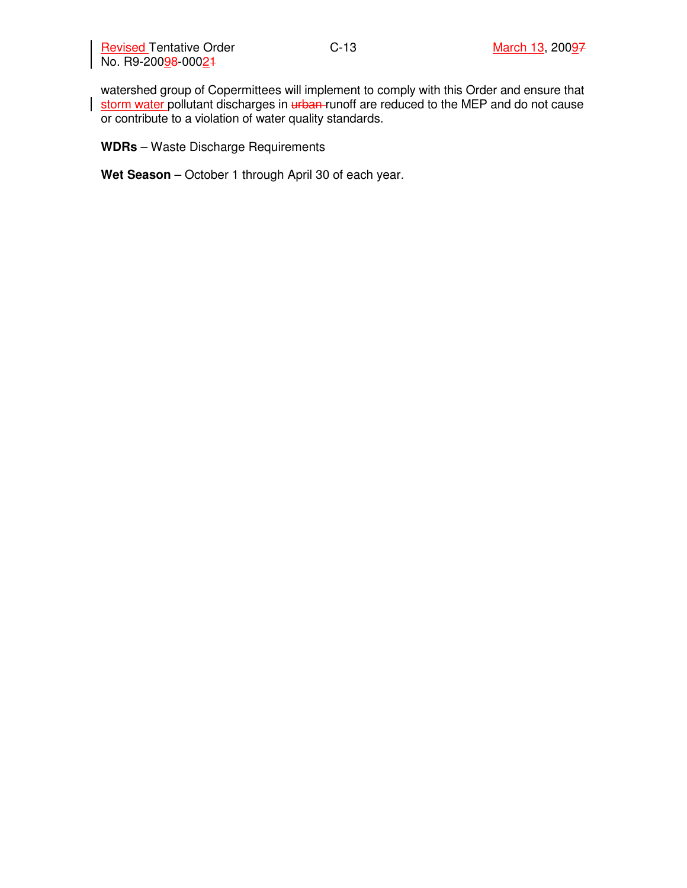watershed group of Copermittees will implement to comply with this Order and ensure that storm water ~~urban~~ pollutant discharges in runoff are reduced to the MEP and do not cause or contribute to a violation of water quality standards.

**WDRs** – Waste Discharge Requirements

**Wet Season** – October 1 through April 30 of each year.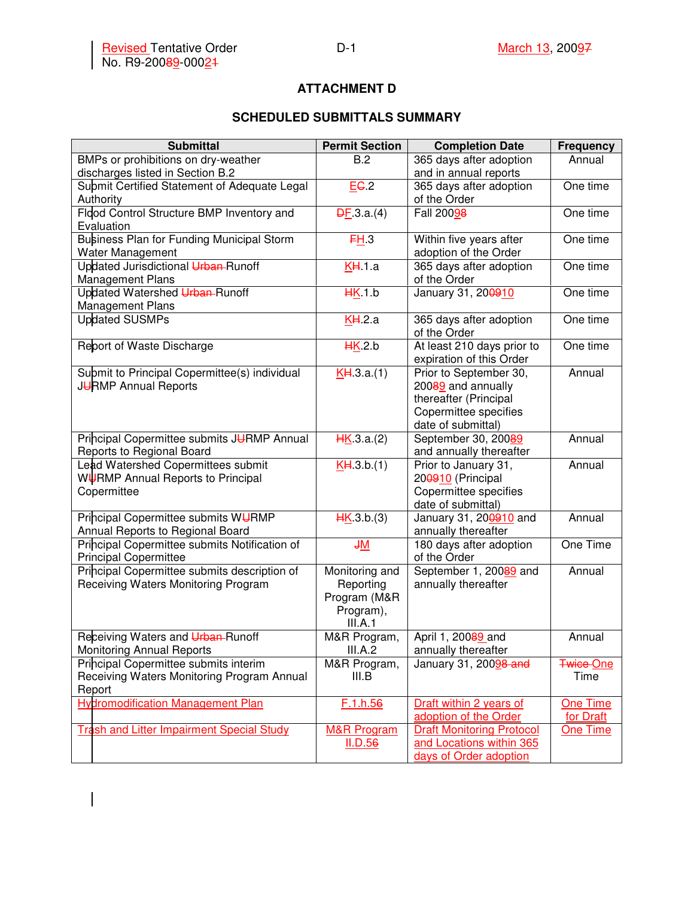# ATTACHMENT D

## SCHEDULED SUBMITTALS SUMMARY

| Submittal | Permit Section | Completion Date | Frequency |
|---|---|---|---|
| BMPs or prohibitions on dry-weather discharges listed in Section B.2 | B.2 | 365 days after adoption and in annual reports | Annual |
| Submit Certified Statement of Adequate Legal Authority | EC.2 | 365 days after adoption of the Order | One time |
| Flood Control Structure BMP Inventory and Evaluation | DF.3.a.(4) | Fall 200~~9~~8 | One time |
| Business Plan for Funding Municipal Storm Water Management | FH.3 | Within five years after adoption of the Order | One time |
| Updated Jurisdictional ~~Urban~~ Runoff Management Plans | KH.1.a | 365 days after adoption of the Order | One time |
| Updated Watershed ~~Urban~~ Runoff Management Plans | HK.1.b | January 31, 200910 | One time |
| Updated SUSMPs | KH.2.a | 365 days after adoption of the Order | One time |
| Report of Waste Discharge | HK.2.b | At least 210 days prior to expiration of this Order | One time |
| Submit to Principal Copermittee(s) individual JURMP Annual Reports | KH.3.a.(1) | Prior to September 30, 20089 and annually thereafter (Principal Copermittee specifies date of submittal) | Annual |
| Principal Copermittee submits JURMP Annual Reports to Regional Board | HK.3.a.(2) | September 30, 20089 and annually thereafter | Annual |
| Lead Watershed Copermittees submit WURMP Annual Reports to Principal Copermittee | KH.3.b.(1) | Prior to January 31, 200910 (Principal Copermittee specifies date of submittal) | Annual |
| Principal Copermittee submits WURMP Annual Reports to Regional Board | HK.3.b.(3) | January 31, 200910 and annually thereafter | Annual |
| Principal Copermittee submits Notification of Principal Copermittee | JM | 180 days after adoption of the Order | One Time |
| Principal Copermittee submits description of Receiving Waters Monitoring Program | Monitoring and Reporting Program (M&R Program), III.A.1 | September 1, 20089 and annually thereafter | Annual |
| Receiving Waters and ~~Urban~~ Runoff Monitoring Annual Reports | M&R Program, III.A.2 | April 1, 20089 and annually thereafter | Annual |
| Principal Copermittee submits interim Receiving Waters Monitoring Program Annual Report | M&R Program, III.B | January 31, 20098 ~~and~~ | ~~Twice~~ One Time |
| Hydromodification Management Plan | F.1.h.56 | Draft within 2 years of adoption of the Order | One Time for Draft |
| Trash and Litter Impairment Special Study | M&R Program II.D.56 | Draft Monitoring Protocol and Locations within 365 days of Order adoption | One Time |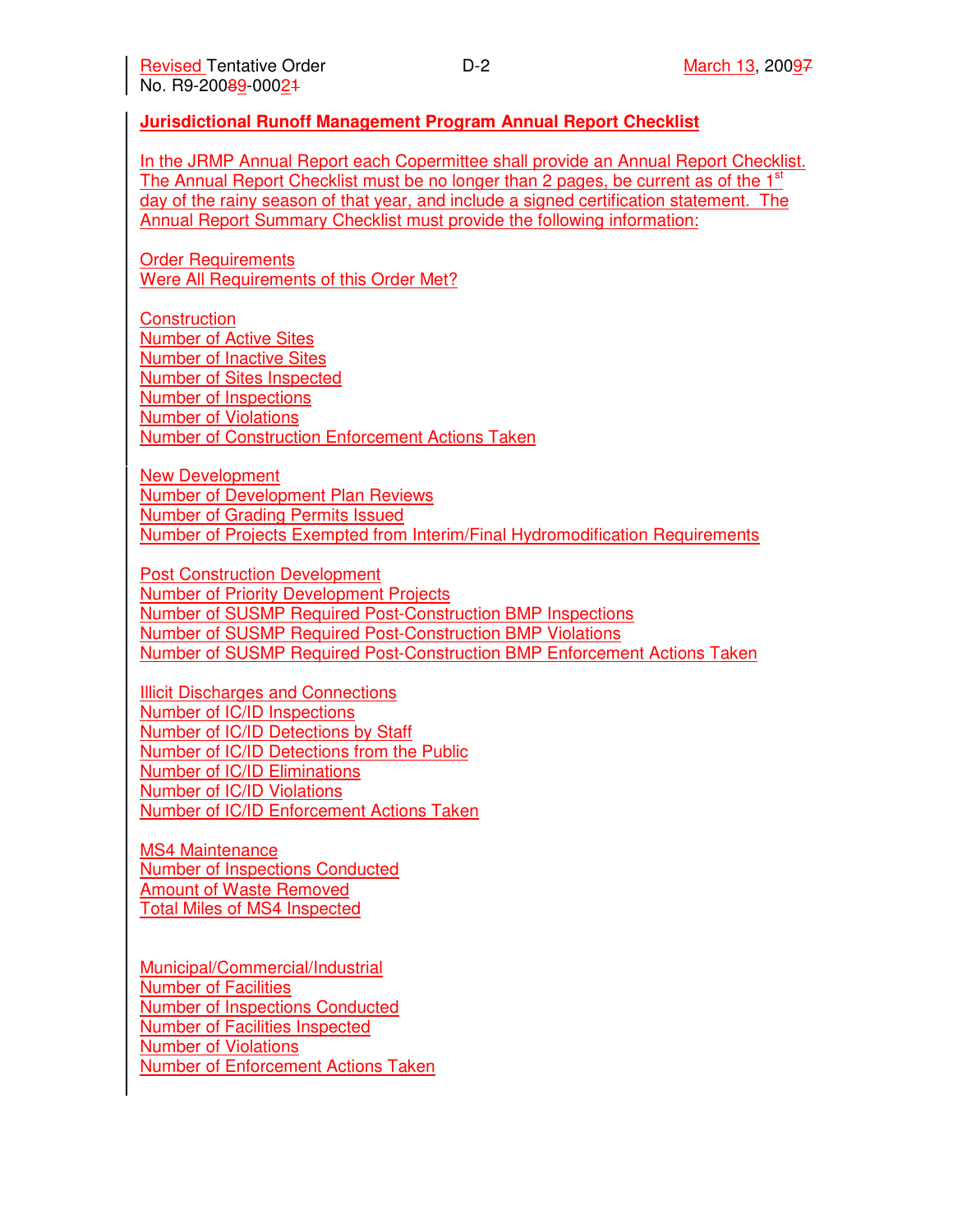**Jurisdictional Runoff Management Program Annual Report Checklist**

In the JRMP Annual Report each Copermittee shall provide an Annual Report Checklist. The Annual Report Checklist must be no longer than 2 pages, be current as of the 1st day of the rainy season of that year, and include a signed certification statement. The Annual Report Summary Checklist must provide the following information:

Order Requirements
Were All Requirements of this Order Met?

Construction
Number of Active Sites
Number of Inactive Sites
Number of Sites Inspected
Number of Inspections
Number of Violations
Number of Construction Enforcement Actions Taken

New Development
Number of Development Plan Reviews
Number of Grading Permits Issued
Number of Projects Exempted from Interim/Final Hydromodification Requirements

Post Construction Development
Number of Priority Development Projects
Number of SUSMP Required Post-Construction BMP Inspections
Number of SUSMP Required Post-Construction BMP Violations
Number of SUSMP Required Post-Construction BMP Enforcement Actions Taken

Illicit Discharges and Connections
Number of IC/ID Inspections
Number of IC/ID Detections by Staff
Number of IC/ID Detections from the Public
Number of IC/ID Eliminations
Number of IC/ID Violations
Number of IC/ID Enforcement Actions Taken

MS4 Maintenance
Number of Inspections Conducted
Amount of Waste Removed
Total Miles of MS4 Inspected

Municipal/Commercial/Industrial
Number of Facilities
Number of Inspections Conducted
Number of Facilities Inspected
Number of Violations
Number of Enforcement Actions Taken